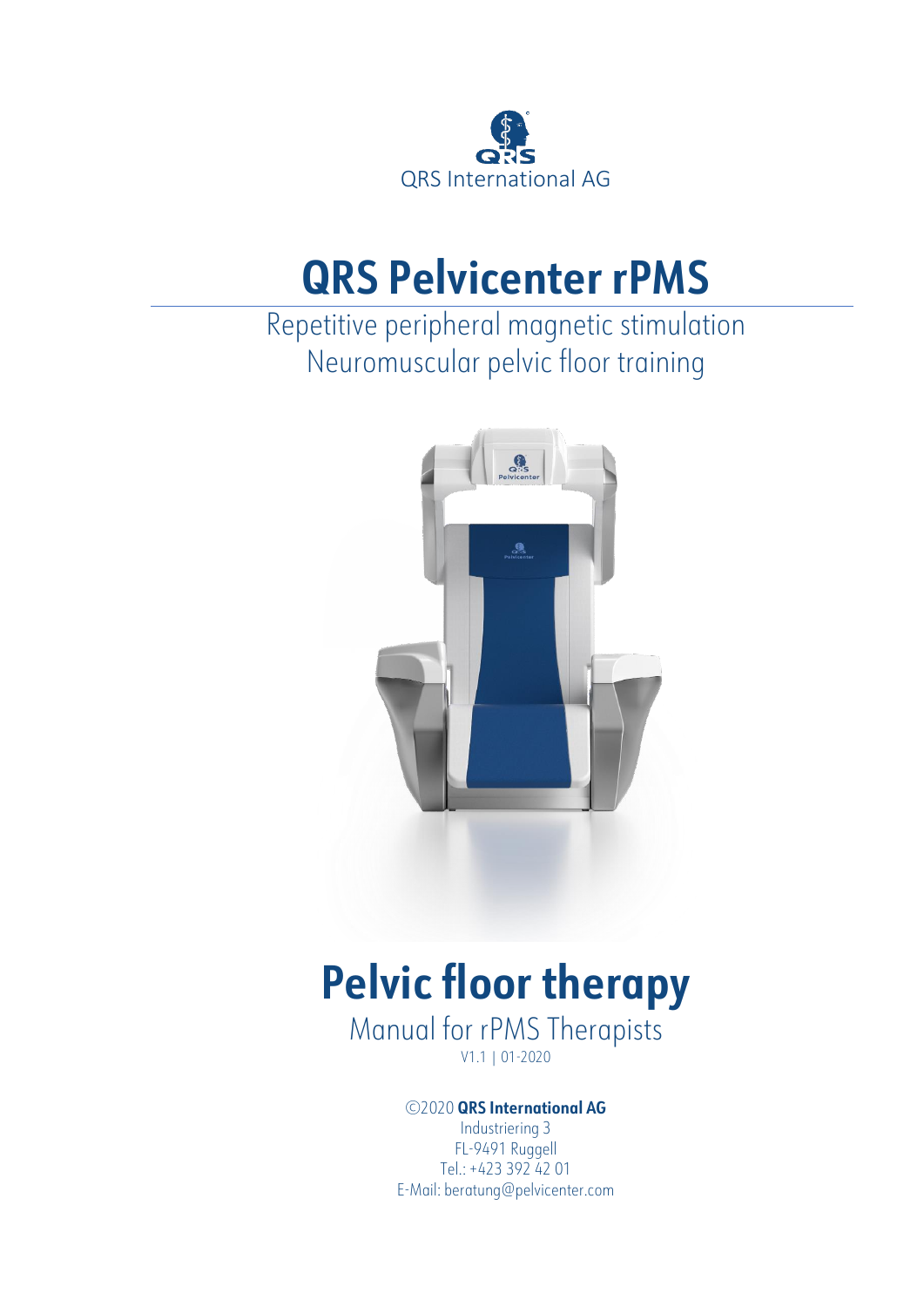QRS International AG

# QRS Pelvicenter rPMS

Repetitive peripheral magnetic stimulation
Neuromuscular pelvic floor training

# Pelvic floor therapy

Manual for rPMS Therapists

V1.1 | 01-2020

©2020 **QRS International AG**
Industriering 3
FL-9491 Ruggell
Tel.: +423 392 42 01
E-Mail: beratung@pelvicenter.com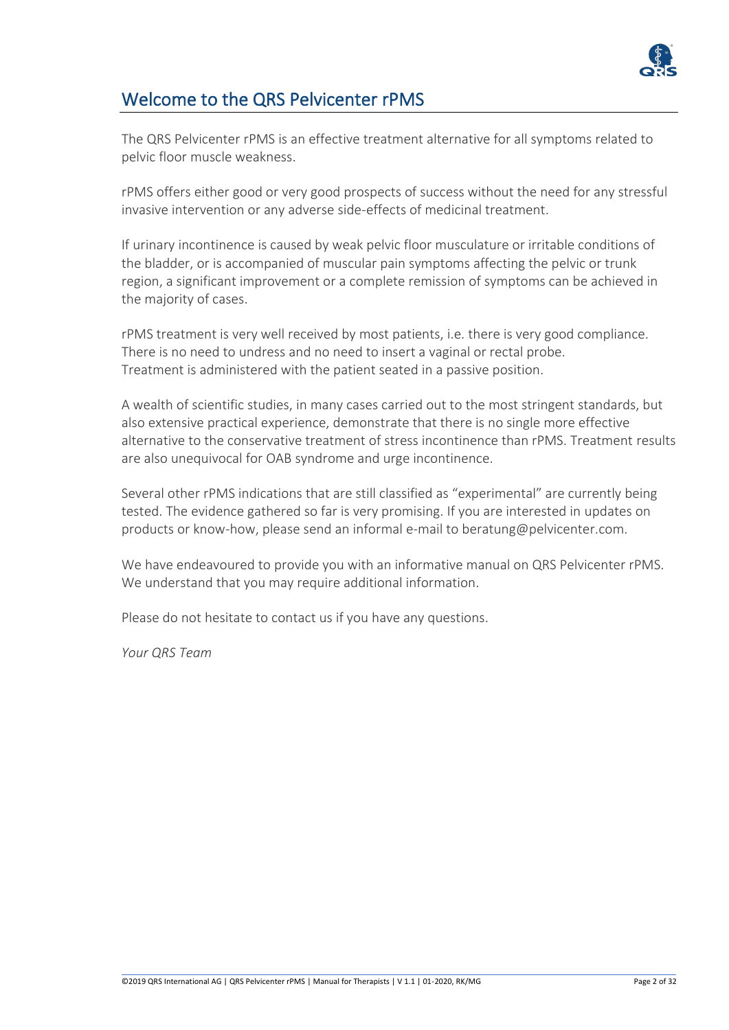# Welcome to the QRS Pelvicenter rPMS

The QRS Pelvicenter rPMS is an effective treatment alternative for all symptoms related to pelvic floor muscle weakness.

rPMS offers either good or very good prospects of success without the need for any stressful invasive intervention or any adverse side-effects of medicinal treatment.

If urinary incontinence is caused by weak pelvic floor musculature or irritable conditions of the bladder, or is accompanied of muscular pain symptoms affecting the pelvic or trunk region, a significant improvement or a complete remission of symptoms can be achieved in the majority of cases.

rPMS treatment is very well received by most patients, i.e. there is very good compliance. There is no need to undress and no need to insert a vaginal or rectal probe. Treatment is administered with the patient seated in a passive position.

A wealth of scientific studies, in many cases carried out to the most stringent standards, but also extensive practical experience, demonstrate that there is no single more effective alternative to the conservative treatment of stress incontinence than rPMS. Treatment results are also unequivocal for OAB syndrome and urge incontinence.

Several other rPMS indications that are still classified as "experimental" are currently being tested. The evidence gathered so far is very promising. If you are interested in updates on products or know-how, please send an informal e-mail to beratung@pelvicenter.com.

We have endeavoured to provide you with an informative manual on QRS Pelvicenter rPMS. We understand that you may require additional information.

Please do not hesitate to contact us if you have any questions.

*Your QRS Team*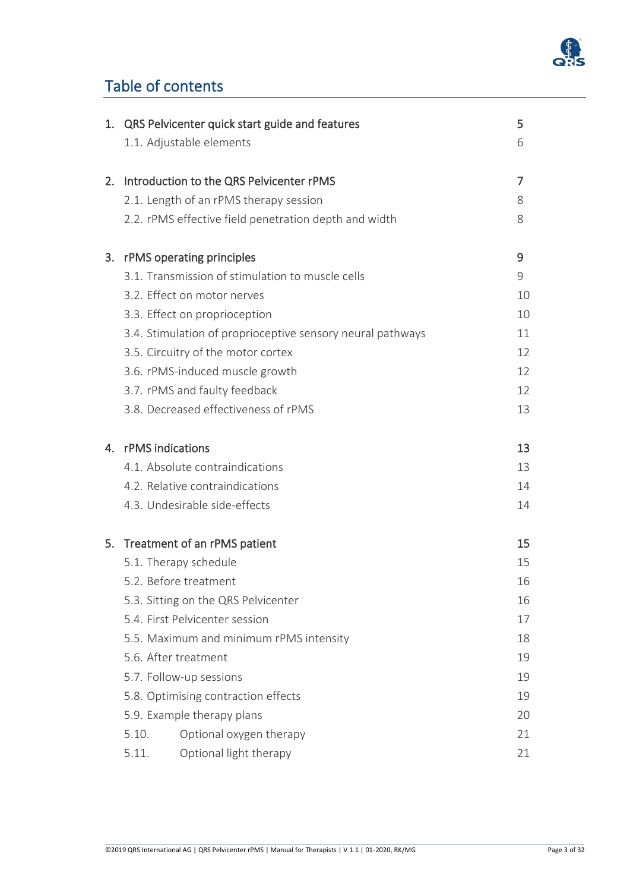# Table of contents

| | |
|---|---|
| 1. QRS Pelvicenter quick start guide and features | 5 |
| 1.1. Adjustable elements | 6 |
| 2. Introduction to the QRS Pelvicenter rPMS | 7 |
| 2.1. Length of an rPMS therapy session | 8 |
| 2.2. rPMS effective field penetration depth and width | 8 |
| 3. rPMS operating principles | 9 |
| 3.1. Transmission of stimulation to muscle cells | 9 |
| 3.2. Effect on motor nerves | 10 |
| 3.3. Effect on proprioception | 10 |
| 3.4. Stimulation of proprioceptive sensory neural pathways | 11 |
| 3.5. Circuitry of the motor cortex | 12 |
| 3.6. rPMS-induced muscle growth | 12 |
| 3.7. rPMS and faulty feedback | 12 |
| 3.8. Decreased effectiveness of rPMS | 13 |
| 4. rPMS indications | 13 |
| 4.1. Absolute contraindications | 13 |
| 4.2. Relative contraindications | 14 |
| 4.3. Undesirable side-effects | 14 |
| 5. Treatment of an rPMS patient | 15 |
| 5.1. Therapy schedule | 15 |
| 5.2. Before treatment | 16 |
| 5.3. Sitting on the QRS Pelvicenter | 16 |
| 5.4. First Pelvicenter session | 17 |
| 5.5. Maximum and minimum rPMS intensity | 18 |
| 5.6. After treatment | 19 |
| 5.7. Follow-up sessions | 19 |
| 5.8. Optimising contraction effects | 19 |
| 5.9. Example therapy plans | 20 |
| 5.10. Optional oxygen therapy | 21 |
| 5.11. Optional light therapy | 21 |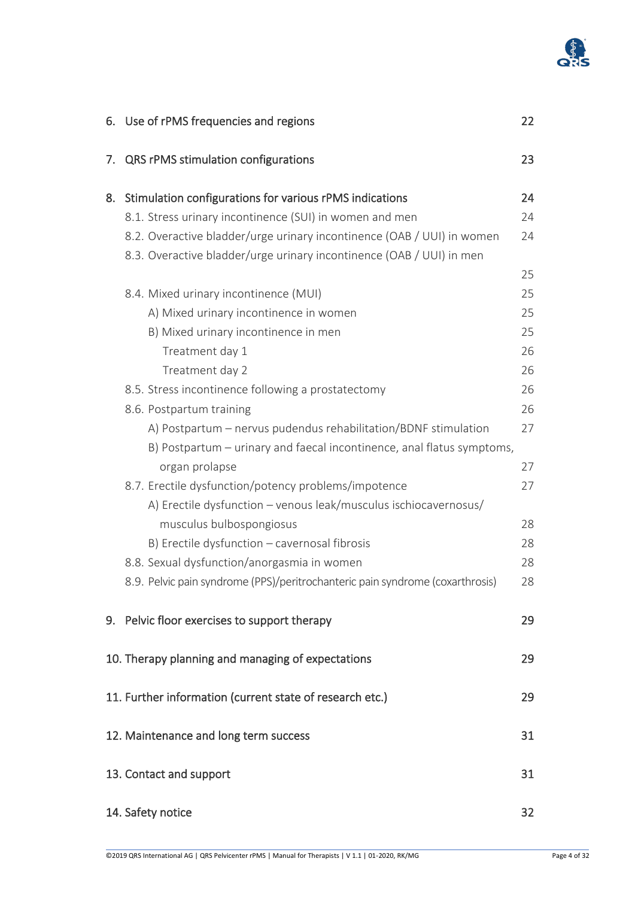6. Use of rPMS frequencies and regions 22

7. QRS rPMS stimulation configurations 23

8. Stimulation configurations for various rPMS indications 24
   - 8.1. Stress urinary incontinence (SUI) in women and men 24
   - 8.2. Overactive bladder/urge urinary incontinence (OAB / UUI) in women 24
   - 8.3. Overactive bladder/urge urinary incontinence (OAB / UUI) in men 25
   - 8.4. Mixed urinary incontinence (MUI) 25
     - A) Mixed urinary incontinence in women 25
     - B) Mixed urinary incontinence in men 25
       - Treatment day 1 26
       - Treatment day 2 26
   - 8.5. Stress incontinence following a prostatectomy 26
   - 8.6. Postpartum training 26
     - A) Postpartum – nervus pudendus rehabilitation/BDNF stimulation 27
     - B) Postpartum – urinary and faecal incontinence, anal flatus symptoms, organ prolapse 27
   - 8.7. Erectile dysfunction/potency problems/impotence 27
     - A) Erectile dysfunction – venous leak/musculus ischiocavernosus/ musculus bulbospongiosus 28
     - B) Erectile dysfunction – cavernosal fibrosis 28
   - 8.8. Sexual dysfunction/anorgasmia in women 28
   - 8.9. Pelvic pain syndrome (PPS)/peritrochanteric pain syndrome (coxarthrosis) 28

9. Pelvic floor exercises to support therapy 29

10. Therapy planning and managing of expectations 29

11. Further information (current state of research etc.) 29

12. Maintenance and long term success 31

13. Contact and support 31

14. Safety notice 32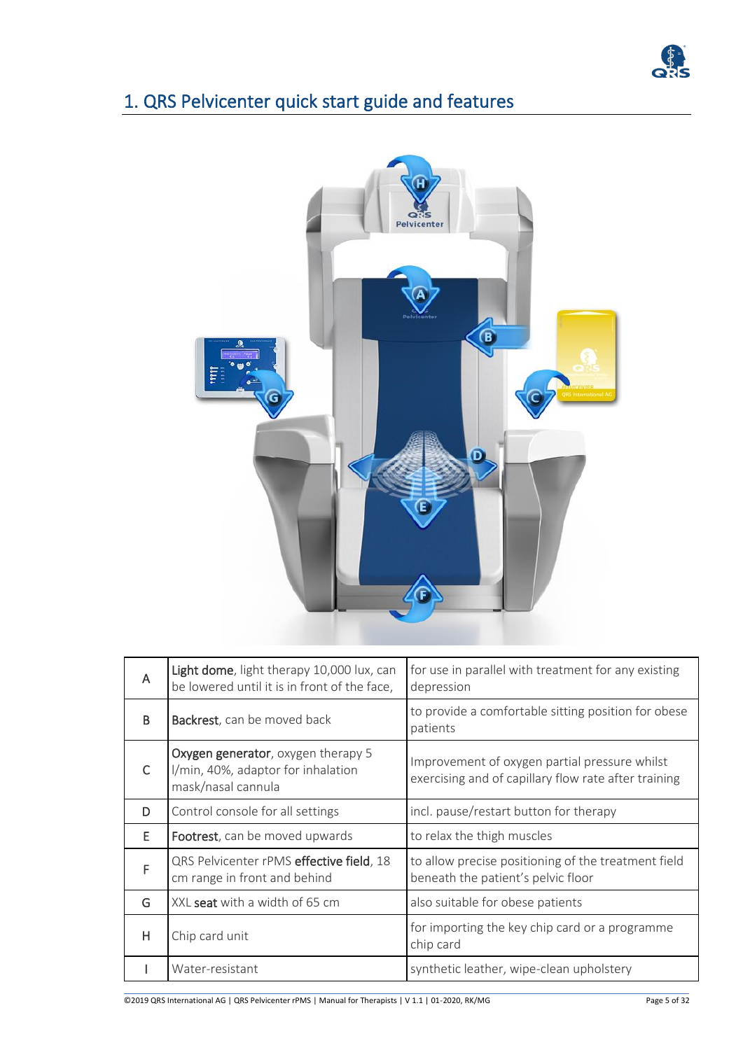# 1. QRS Pelvicenter quick start guide and features

| | | |
|---|---|---|
| A | **Light dome**, light therapy 10,000 lux, can be lowered until it is in front of the face, | for use in parallel with treatment for any existing depression |
| B | **Backrest**, can be moved back | to provide a comfortable sitting position for obese patients |
| C | **Oxygen generator**, oxygen therapy 5 l/min, 40%, adaptor for inhalation mask/nasal cannula | Improvement of oxygen partial pressure whilst exercising and of capillary flow rate after training |
| D | Control console for all settings | incl. pause/restart button for therapy |
| E | **Footrest**, can be moved upwards | to relax the thigh muscles |
| F | QRS Pelvicenter rPMS **effective field**, 18 cm range in front and behind | to allow precise positioning of the treatment field beneath the patient's pelvic floor |
| G | XXL **seat** with a width of 65 cm | also suitable for obese patients |
| H | Chip card unit | for importing the key chip card or a programme chip card |
| I | Water-resistant | synthetic leather, wipe-clean upholstery |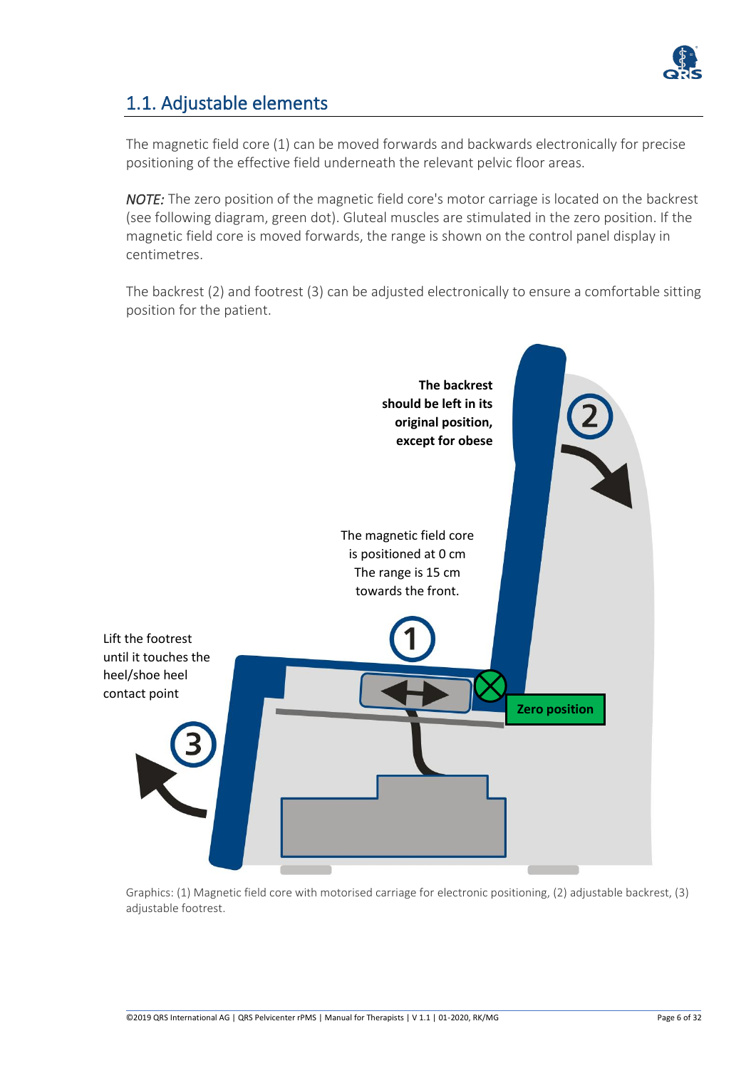## 1.1. Adjustable elements

The magnetic field core (1) can be moved forwards and backwards electronically for precise positioning of the effective field underneath the relevant pelvic floor areas.

*NOTE:* The zero position of the magnetic field core's motor carriage is located on the backrest (see following diagram, green dot). Gluteal muscles are stimulated in the zero position. If the magnetic field core is moved forwards, the range is shown on the control panel display in centimetres.

The backrest (2) and footrest (3) can be adjusted electronically to ensure a comfortable sitting position for the patient.

**The backrest should be left in its original position, except for obese**

The magnetic field core is positioned at 0 cm The range is 15 cm towards the front.

Lift the footrest until it touches the heel/shoe heel contact point

**Zero position**

Graphics: (1) Magnetic field core with motorised carriage for electronic positioning, (2) adjustable backrest, (3) adjustable footrest.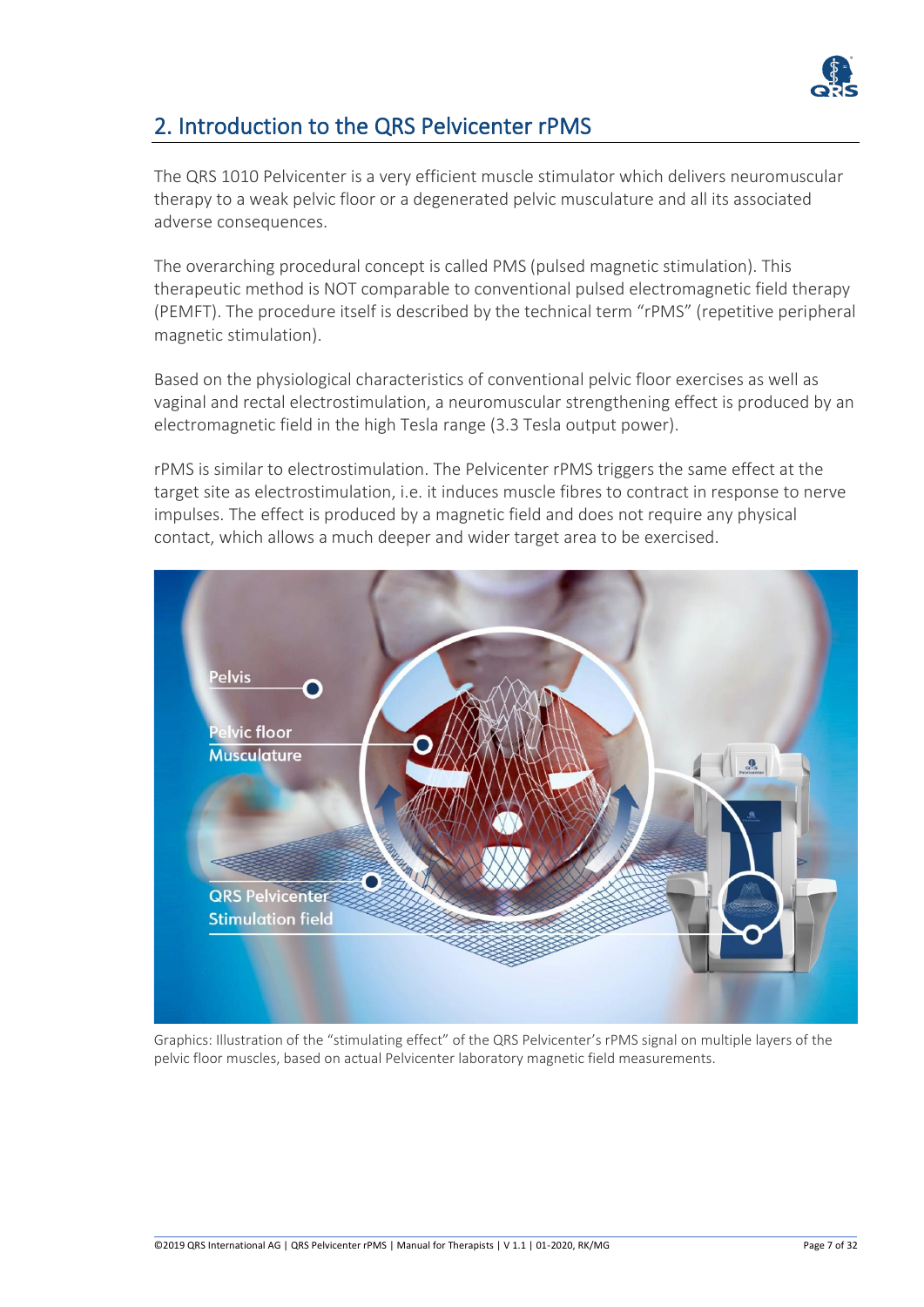## 2. Introduction to the QRS Pelvicenter rPMS

The QRS 1010 Pelvicenter is a very efficient muscle stimulator which delivers neuromuscular therapy to a weak pelvic floor or a degenerated pelvic musculature and all its associated adverse consequences.

The overarching procedural concept is called PMS (pulsed magnetic stimulation). This therapeutic method is NOT comparable to conventional pulsed electromagnetic field therapy (PEMFT). The procedure itself is described by the technical term "rPMS" (repetitive peripheral magnetic stimulation).

Based on the physiological characteristics of conventional pelvic floor exercises as well as vaginal and rectal electrostimulation, a neuromuscular strengthening effect is produced by an electromagnetic field in the high Tesla range (3.3 Tesla output power).

rPMS is similar to electrostimulation. The Pelvicenter rPMS triggers the same effect at the target site as electrostimulation, i.e. it induces muscle fibres to contract in response to nerve impulses. The effect is produced by a magnetic field and does not require any physical contact, which allows a much deeper and wider target area to be exercised.

Graphics: Illustration of the "stimulating effect" of the QRS Pelvicenter's rPMS signal on multiple layers of the pelvic floor muscles, based on actual Pelvicenter laboratory magnetic field measurements.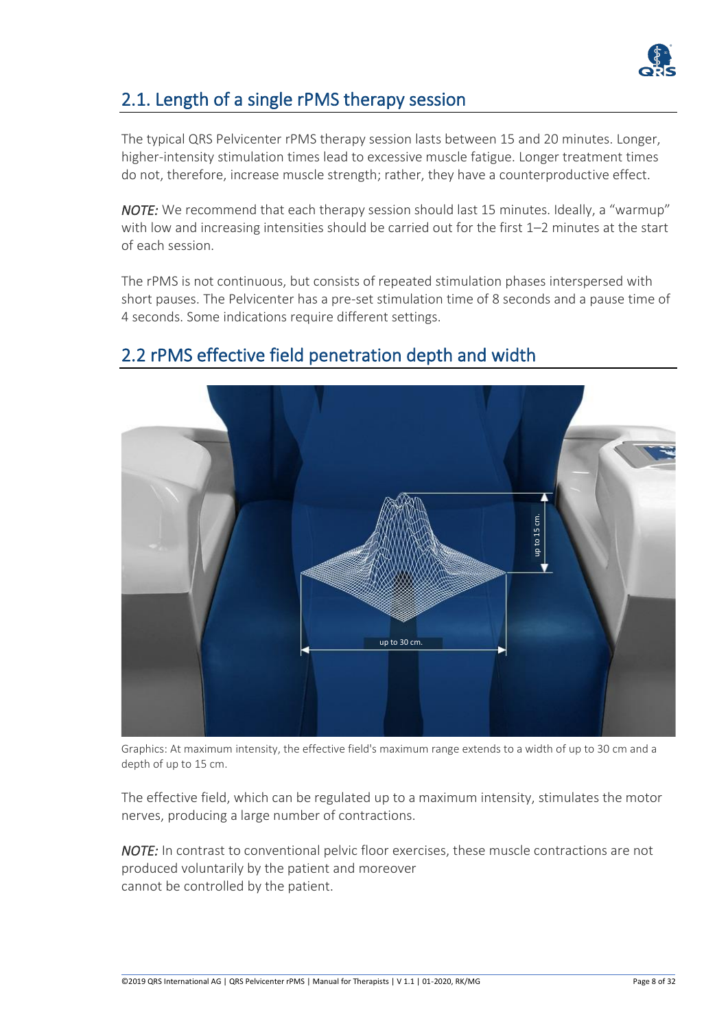## 2.1. Length of a single rPMS therapy session

The typical QRS Pelvicenter rPMS therapy session lasts between 15 and 20 minutes. Longer, higher-intensity stimulation times lead to excessive muscle fatigue. Longer treatment times do not, therefore, increase muscle strength; rather, they have a counterproductive effect.

***NOTE:*** We recommend that each therapy session should last 15 minutes. Ideally, a "warmup" with low and increasing intensities should be carried out for the first 1–2 minutes at the start of each session.

The rPMS is not continuous, but consists of repeated stimulation phases interspersed with short pauses. The Pelvicenter has a pre-set stimulation time of 8 seconds and a pause time of 4 seconds. Some indications require different settings.

## 2.2 rPMS effective field penetration depth and width

Graphics: At maximum intensity, the effective field's maximum range extends to a width of up to 30 cm and a depth of up to 15 cm.

The effective field, which can be regulated up to a maximum intensity, stimulates the motor nerves, producing a large number of contractions.

***NOTE:*** In contrast to conventional pelvic floor exercises, these muscle contractions are not produced voluntarily by the patient and moreover cannot be controlled by the patient.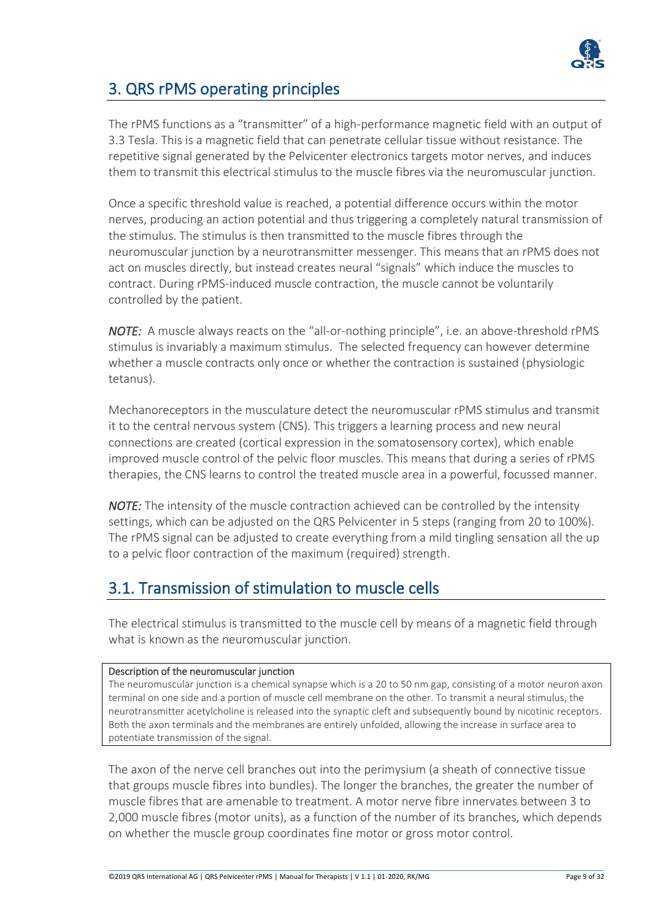## 3. QRS rPMS operating principles

The rPMS functions as a "transmitter" of a high-performance magnetic field with an output of 3.3 Tesla. This is a magnetic field that can penetrate cellular tissue without resistance. The repetitive signal generated by the Pelvicenter electronics targets motor nerves, and induces them to transmit this electrical stimulus to the muscle fibres via the neuromuscular junction.

Once a specific threshold value is reached, a potential difference occurs within the motor nerves, producing an action potential and thus triggering a completely natural transmission of the stimulus. The stimulus is then transmitted to the muscle fibres through the neuromuscular junction by a neurotransmitter messenger. This means that an rPMS does not act on muscles directly, but instead creates neural "signals" which induce the muscles to contract. During rPMS-induced muscle contraction, the muscle cannot be voluntarily controlled by the patient.

***NOTE:*** A muscle always reacts on the "all-or-nothing principle", i.e. an above-threshold rPMS stimulus is invariably a maximum stimulus. The selected frequency can however determine whether a muscle contracts only once or whether the contraction is sustained (physiologic tetanus).

Mechanoreceptors in the musculature detect the neuromuscular rPMS stimulus and transmit it to the central nervous system (CNS). This triggers a learning process and new neural connections are created (cortical expression in the somatosensory cortex), which enable improved muscle control of the pelvic floor muscles. This means that during a series of rPMS therapies, the CNS learns to control the treated muscle area in a powerful, focussed manner.

***NOTE:*** The intensity of the muscle contraction achieved can be controlled by the intensity settings, which can be adjusted on the QRS Pelvicenter in 5 steps (ranging from 20 to 100%). The rPMS signal can be adjusted to create everything from a mild tingling sensation all the up to a pelvic floor contraction of the maximum (required) strength.

## 3.1. Transmission of stimulation to muscle cells

The electrical stimulus is transmitted to the muscle cell by means of a magnetic field through what is known as the neuromuscular junction.

> **Description of the neuromuscular junction**
>
> The neuromuscular junction is a chemical synapse which is a 20 to 50 nm gap, consisting of a motor neuron axon terminal on one side and a portion of muscle cell membrane on the other. To transmit a neural stimulus, the neurotransmitter acetylcholine is released into the synaptic cleft and subsequently bound by nicotinic receptors. Both the axon terminals and the membranes are entirely unfolded, allowing the increase in surface area to potentiate transmission of the signal.

The axon of the nerve cell branches out into the perimysium (a sheath of connective tissue that groups muscle fibres into bundles). The longer the branches, the greater the number of muscle fibres that are amenable to treatment. A motor nerve fibre innervates between 3 to 2,000 muscle fibres (motor units), as a function of the number of its branches, which depends on whether the muscle group coordinates fine motor or gross motor control.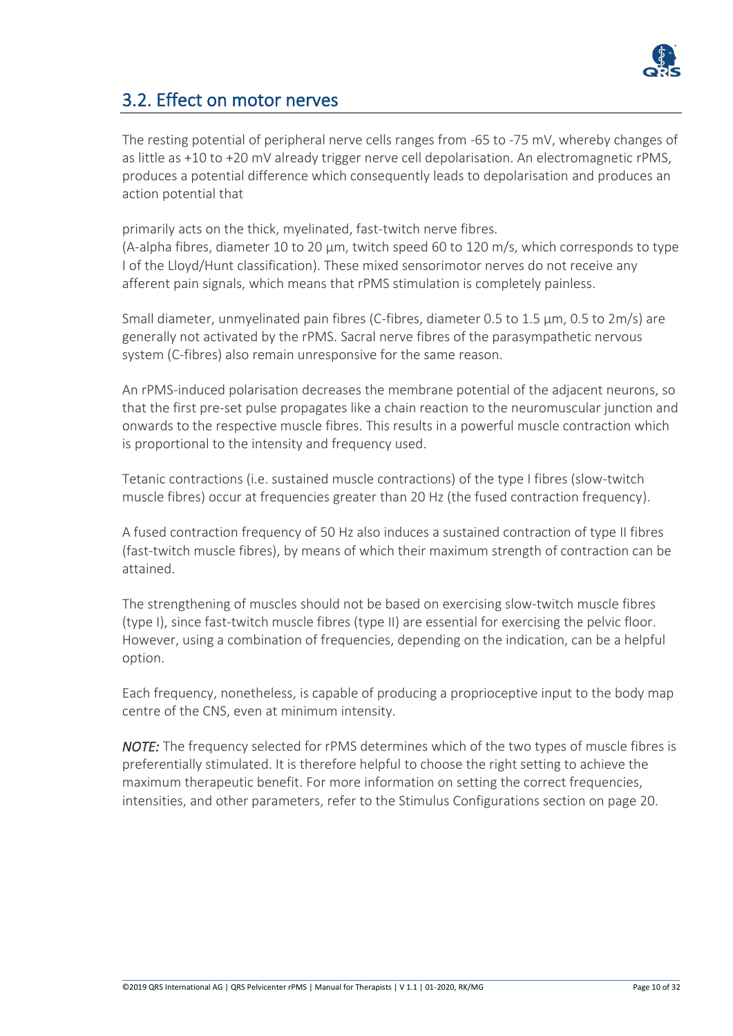## 3.2. Effect on motor nerves

The resting potential of peripheral nerve cells ranges from -65 to -75 mV, whereby changes of as little as +10 to +20 mV already trigger nerve cell depolarisation. An electromagnetic rPMS, produces a potential difference which consequently leads to depolarisation and produces an action potential that

primarily acts on the thick, myelinated, fast-twitch nerve fibres.
(A-alpha fibres, diameter 10 to 20 µm, twitch speed 60 to 120 m/s, which corresponds to type I of the Lloyd/Hunt classification). These mixed sensorimotor nerves do not receive any afferent pain signals, which means that rPMS stimulation is completely painless.

Small diameter, unmyelinated pain fibres (C-fibres, diameter 0.5 to 1.5 µm, 0.5 to 2m/s) are generally not activated by the rPMS. Sacral nerve fibres of the parasympathetic nervous system (C-fibres) also remain unresponsive for the same reason.

An rPMS-induced polarisation decreases the membrane potential of the adjacent neurons, so that the first pre-set pulse propagates like a chain reaction to the neuromuscular junction and onwards to the respective muscle fibres. This results in a powerful muscle contraction which is proportional to the intensity and frequency used.

Tetanic contractions (i.e. sustained muscle contractions) of the type I fibres (slow-twitch muscle fibres) occur at frequencies greater than 20 Hz (the fused contraction frequency).

A fused contraction frequency of 50 Hz also induces a sustained contraction of type II fibres (fast-twitch muscle fibres), by means of which their maximum strength of contraction can be attained.

The strengthening of muscles should not be based on exercising slow-twitch muscle fibres (type I), since fast-twitch muscle fibres (type II) are essential for exercising the pelvic floor. However, using a combination of frequencies, depending on the indication, can be a helpful option.

Each frequency, nonetheless, is capable of producing a proprioceptive input to the body map centre of the CNS, even at minimum intensity.

***NOTE:*** The frequency selected for rPMS determines which of the two types of muscle fibres is preferentially stimulated. It is therefore helpful to choose the right setting to achieve the maximum therapeutic benefit. For more information on setting the correct frequencies, intensities, and other parameters, refer to the Stimulus Configurations section on page 20.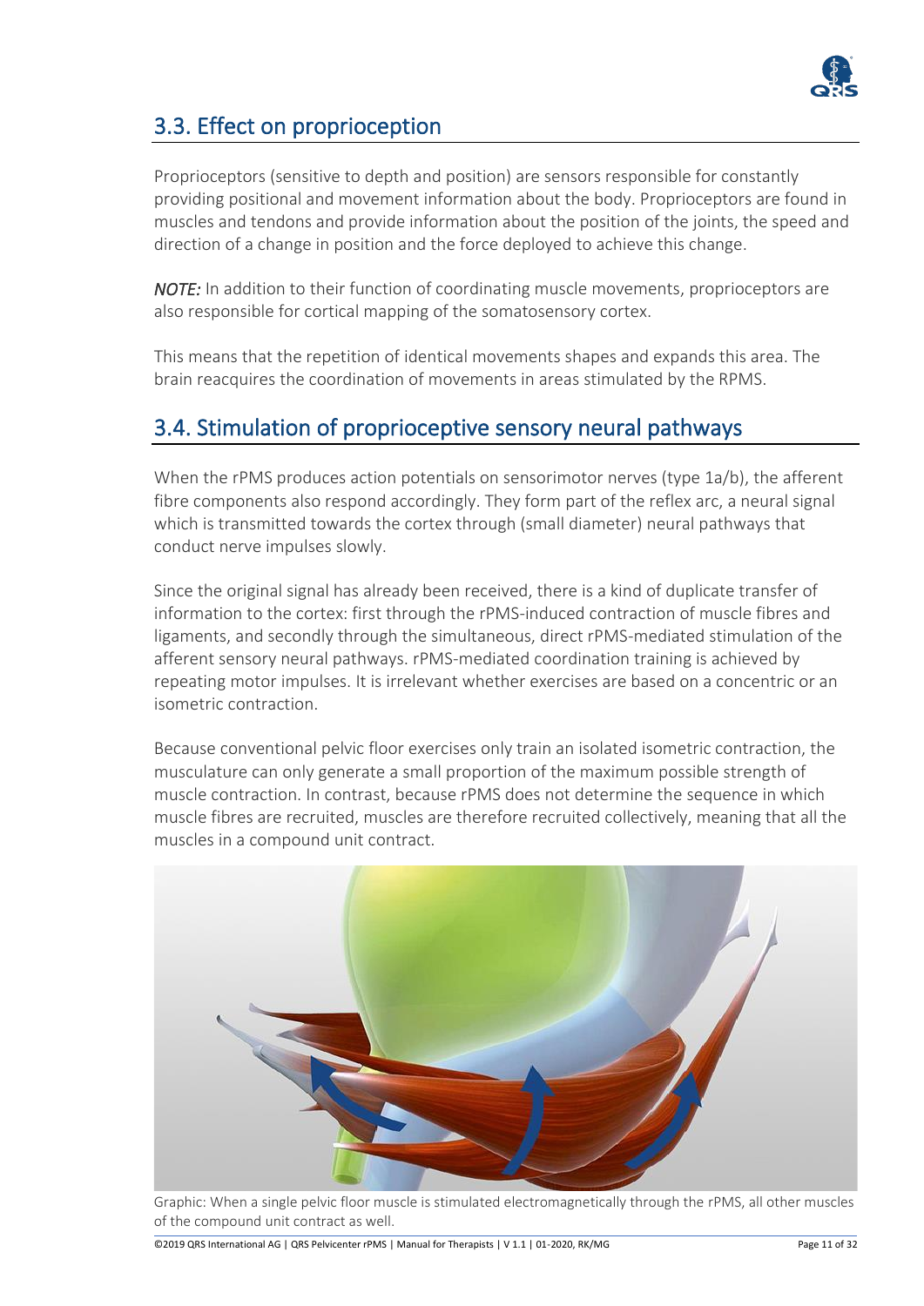## 3.3. Effect on proprioception

Proprioceptors (sensitive to depth and position) are sensors responsible for constantly providing positional and movement information about the body. Proprioceptors are found in muscles and tendons and provide information about the position of the joints, the speed and direction of a change in position and the force deployed to achieve this change.

***NOTE:*** In addition to their function of coordinating muscle movements, proprioceptors are also responsible for cortical mapping of the somatosensory cortex.

This means that the repetition of identical movements shapes and expands this area. The brain reacquires the coordination of movements in areas stimulated by the RPMS.

## 3.4. Stimulation of proprioceptive sensory neural pathways

When the rPMS produces action potentials on sensorimotor nerves (type 1a/b), the afferent fibre components also respond accordingly. They form part of the reflex arc, a neural signal which is transmitted towards the cortex through (small diameter) neural pathways that conduct nerve impulses slowly.

Since the original signal has already been received, there is a kind of duplicate transfer of information to the cortex: first through the rPMS-induced contraction of muscle fibres and ligaments, and secondly through the simultaneous, direct rPMS-mediated stimulation of the afferent sensory neural pathways. rPMS-mediated coordination training is achieved by repeating motor impulses. It is irrelevant whether exercises are based on a concentric or an isometric contraction.

Because conventional pelvic floor exercises only train an isolated isometric contraction, the musculature can only generate a small proportion of the maximum possible strength of muscle contraction. In contrast, because rPMS does not determine the sequence in which muscle fibres are recruited, muscles are therefore recruited collectively, meaning that all the muscles in a compound unit contract.

Graphic: When a single pelvic floor muscle is stimulated electromagnetically through the rPMS, all other muscles of the compound unit contract as well.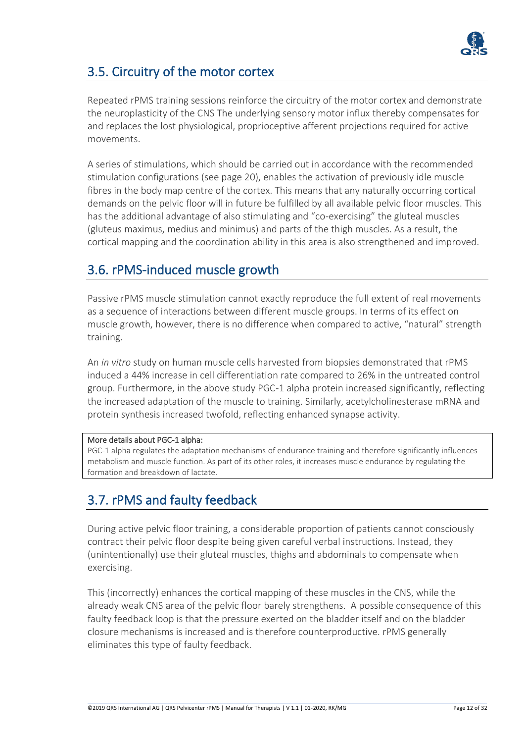## 3.5. Circuitry of the motor cortex

Repeated rPMS training sessions reinforce the circuitry of the motor cortex and demonstrate the neuroplasticity of the CNS The underlying sensory motor influx thereby compensates for and replaces the lost physiological, proprioceptive afferent projections required for active movements.

A series of stimulations, which should be carried out in accordance with the recommended stimulation configurations (see page 20), enables the activation of previously idle muscle fibres in the body map centre of the cortex. This means that any naturally occurring cortical demands on the pelvic floor will in future be fulfilled by all available pelvic floor muscles. This has the additional advantage of also stimulating and "co-exercising" the gluteal muscles (gluteus maximus, medius and minimus) and parts of the thigh muscles. As a result, the cortical mapping and the coordination ability in this area is also strengthened and improved.

## 3.6. rPMS-induced muscle growth

Passive rPMS muscle stimulation cannot exactly reproduce the full extent of real movements as a sequence of interactions between different muscle groups. In terms of its effect on muscle growth, however, there is no difference when compared to active, "natural" strength training.

An *in vitro* study on human muscle cells harvested from biopsies demonstrated that rPMS induced a 44% increase in cell differentiation rate compared to 26% in the untreated control group. Furthermore, in the above study PGC-1 alpha protein increased significantly, reflecting the increased adaptation of the muscle to training. Similarly, acetylcholinesterase mRNA and protein synthesis increased twofold, reflecting enhanced synapse activity.

**More details about PGC-1 alpha:**
PGC-1 alpha regulates the adaptation mechanisms of endurance training and therefore significantly influences metabolism and muscle function. As part of its other roles, it increases muscle endurance by regulating the formation and breakdown of lactate.

## 3.7. rPMS and faulty feedback

During active pelvic floor training, a considerable proportion of patients cannot consciously contract their pelvic floor despite being given careful verbal instructions. Instead, they (unintentionally) use their gluteal muscles, thighs and abdominals to compensate when exercising.

This (incorrectly) enhances the cortical mapping of these muscles in the CNS, while the already weak CNS area of the pelvic floor barely strengthens. A possible consequence of this faulty feedback loop is that the pressure exerted on the bladder itself and on the bladder closure mechanisms is increased and is therefore counterproductive. rPMS generally eliminates this type of faulty feedback.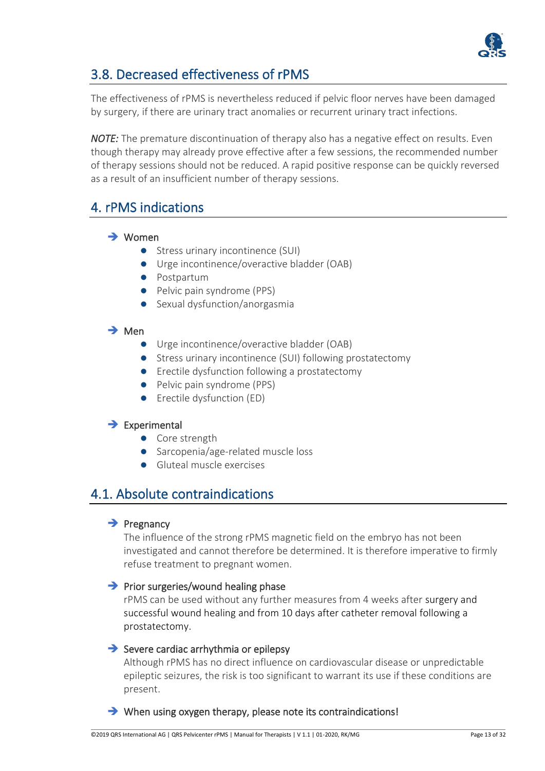## 3.8. Decreased effectiveness of rPMS

The effectiveness of rPMS is nevertheless reduced if pelvic floor nerves have been damaged by surgery, if there are urinary tract anomalies or recurrent urinary tract infections.

***NOTE:*** The premature discontinuation of therapy also has a negative effect on results. Even though therapy may already prove effective after a few sessions, the recommended number of therapy sessions should not be reduced. A rapid positive response can be quickly reversed as a result of an insufficient number of therapy sessions.

## 4. rPMS indications

- **Women**
  - Stress urinary incontinence (SUI)
  - Urge incontinence/overactive bladder (OAB)
  - Postpartum
  - Pelvic pain syndrome (PPS)
  - Sexual dysfunction/anorgasmia

- **Men**
  - Urge incontinence/overactive bladder (OAB)
  - Stress urinary incontinence (SUI) following prostatectomy
  - Erectile dysfunction following a prostatectomy
  - Pelvic pain syndrome (PPS)
  - Erectile dysfunction (ED)

- **Experimental**
  - Core strength
  - Sarcopenia/age-related muscle loss
  - Gluteal muscle exercises

## 4.1. Absolute contraindications

- **Pregnancy**

  The influence of the strong rPMS magnetic field on the embryo has not been investigated and cannot therefore be determined. It is therefore imperative to firmly refuse treatment to pregnant women.

- **Prior surgeries/wound healing phase**

  rPMS can be used without any further measures from 4 weeks after surgery and successful wound healing and from 10 days after catheter removal following a prostatectomy.

- **Severe cardiac arrhythmia or epilepsy**

  Although rPMS has no direct influence on cardiovascular disease or unpredictable epileptic seizures, the risk is too significant to warrant its use if these conditions are present.

- **When using oxygen therapy, please note its contraindications!**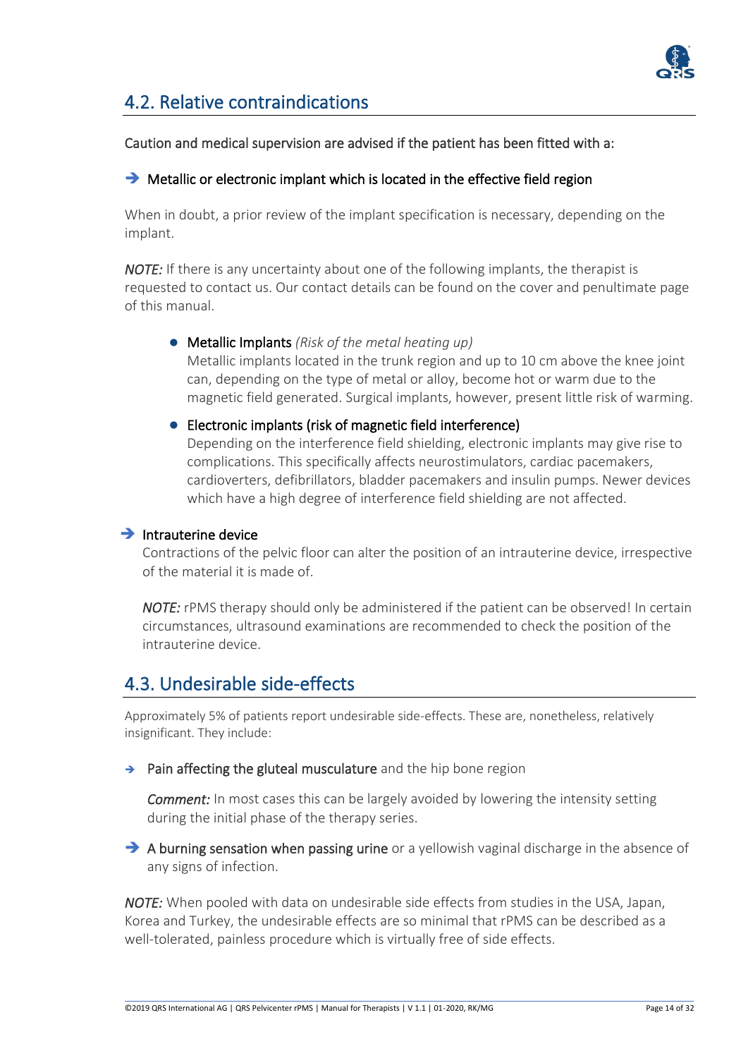## 4.2. Relative contraindications

Caution and medical supervision are advised if the patient has been fitted with a:

→ Metallic or electronic implant which is located in the effective field region

When in doubt, a prior review of the implant specification is necessary, depending on the implant.

*NOTE:* If there is any uncertainty about one of the following implants, the therapist is requested to contact us. Our contact details can be found on the cover and penultimate page of this manual.

- Metallic Implants *(Risk of the metal heating up)*
  Metallic implants located in the trunk region and up to 10 cm above the knee joint can, depending on the type of metal or alloy, become hot or warm due to the magnetic field generated. Surgical implants, however, present little risk of warming.

- Electronic implants (risk of magnetic field interference)
  Depending on the interference field shielding, electronic implants may give rise to complications. This specifically affects neurostimulators, cardiac pacemakers, cardioverters, defibrillators, bladder pacemakers and insulin pumps. Newer devices which have a high degree of interference field shielding are not affected.

→ Intrauterine device

Contractions of the pelvic floor can alter the position of an intrauterine device, irrespective of the material it is made of.

*NOTE:* rPMS therapy should only be administered if the patient can be observed! In certain circumstances, ultrasound examinations are recommended to check the position of the intrauterine device.

## 4.3. Undesirable side-effects

Approximately 5% of patients report undesirable side-effects. These are, nonetheless, relatively insignificant. They include:

→ Pain affecting the gluteal musculature and the hip bone region

*Comment:* In most cases this can be largely avoided by lowering the intensity setting during the initial phase of the therapy series.

→ A burning sensation when passing urine or a yellowish vaginal discharge in the absence of any signs of infection.

*NOTE:* When pooled with data on undesirable side effects from studies in the USA, Japan, Korea and Turkey, the undesirable effects are so minimal that rPMS can be described as a well-tolerated, painless procedure which is virtually free of side effects.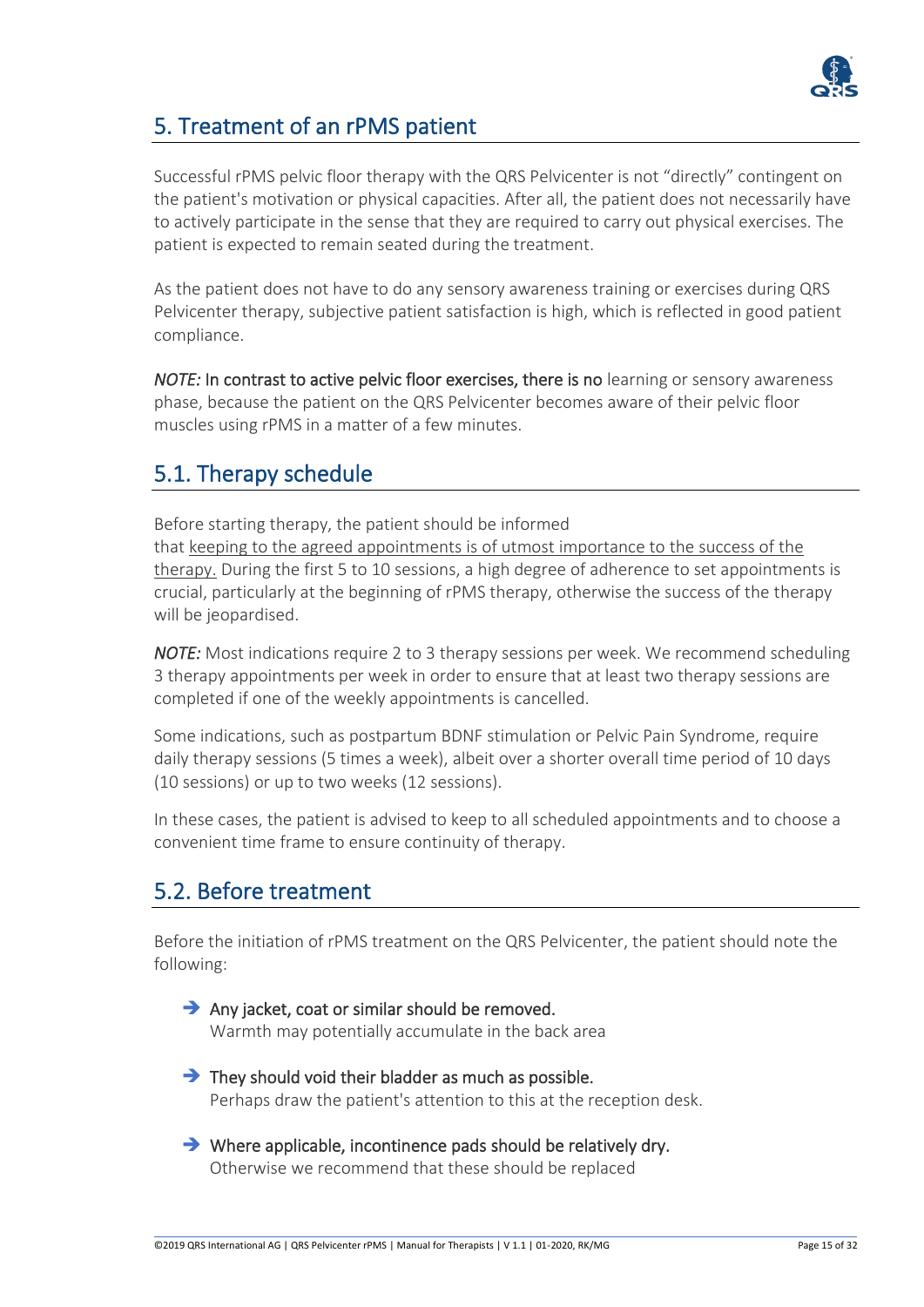## 5. Treatment of an rPMS patient

Successful rPMS pelvic floor therapy with the QRS Pelvicenter is not "directly" contingent on the patient's motivation or physical capacities. After all, the patient does not necessarily have to actively participate in the sense that they are required to carry out physical exercises. The patient is expected to remain seated during the treatment.

As the patient does not have to do any sensory awareness training or exercises during QRS Pelvicenter therapy, subjective patient satisfaction is high, which is reflected in good patient compliance.

*NOTE:* In contrast to active pelvic floor exercises, there is no learning or sensory awareness phase, because the patient on the QRS Pelvicenter becomes aware of their pelvic floor muscles using rPMS in a matter of a few minutes.

## 5.1. Therapy schedule

Before starting therapy, the patient should be informed that keeping to the agreed appointments is of utmost importance to the success of the therapy. During the first 5 to 10 sessions, a high degree of adherence to set appointments is crucial, particularly at the beginning of rPMS therapy, otherwise the success of the therapy will be jeopardised.

***NOTE:*** Most indications require 2 to 3 therapy sessions per week. We recommend scheduling 3 therapy appointments per week in order to ensure that at least two therapy sessions are completed if one of the weekly appointments is cancelled.

Some indications, such as postpartum BDNF stimulation or Pelvic Pain Syndrome, require daily therapy sessions (5 times a week), albeit over a shorter overall time period of 10 days (10 sessions) or up to two weeks (12 sessions).

In these cases, the patient is advised to keep to all scheduled appointments and to choose a convenient time frame to ensure continuity of therapy.

## 5.2. Before treatment

Before the initiation of rPMS treatment on the QRS Pelvicenter, the patient should note the following:

- Any jacket, coat or similar should be removed.
  Warmth may potentially accumulate in the back area
- They should void their bladder as much as possible.
  Perhaps draw the patient's attention to this at the reception desk.
- Where applicable, incontinence pads should be relatively dry.
  Otherwise we recommend that these should be replaced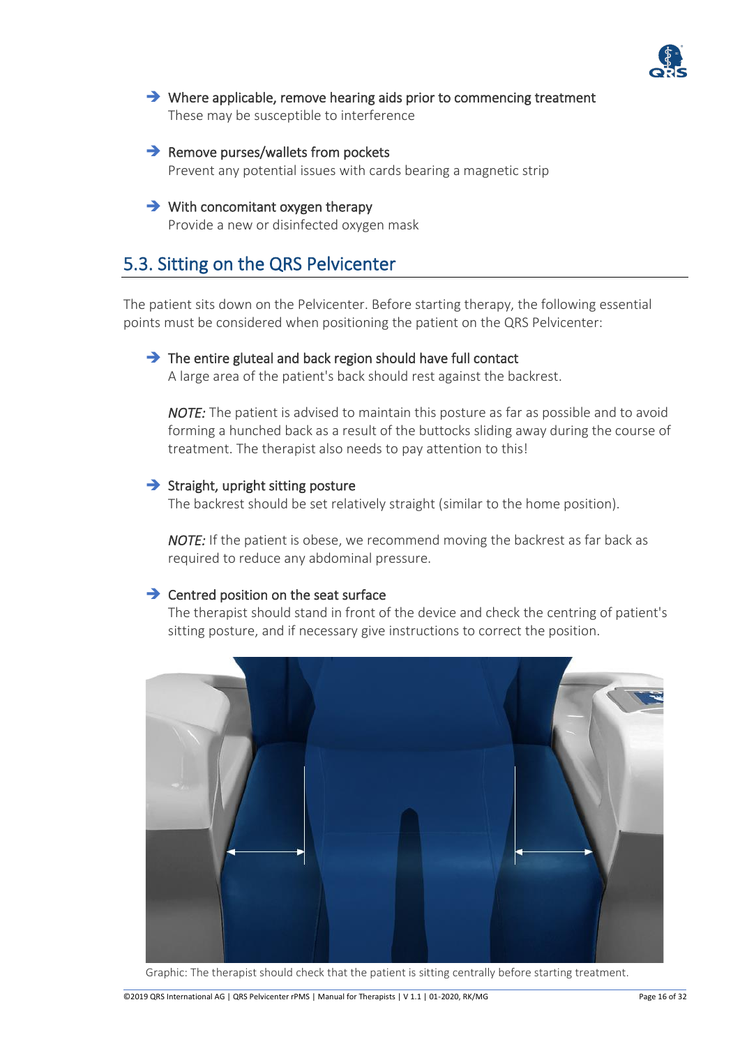➔ **Where applicable, remove hearing aids prior to commencing treatment**
These may be susceptible to interference

➔ **Remove purses/wallets from pockets**
Prevent any potential issues with cards bearing a magnetic strip

➔ **With concomitant oxygen therapy**
Provide a new or disinfected oxygen mask

## 5.3. Sitting on the QRS Pelvicenter

The patient sits down on the Pelvicenter. Before starting therapy, the following essential points must be considered when positioning the patient on the QRS Pelvicenter:

➔ **The entire gluteal and back region should have full contact**
A large area of the patient's back should rest against the backrest.

*NOTE:* The patient is advised to maintain this posture as far as possible and to avoid forming a hunched back as a result of the buttocks sliding away during the course of treatment. The therapist also needs to pay attention to this!

➔ **Straight, upright sitting posture**
The backrest should be set relatively straight (similar to the home position).

*NOTE:* If the patient is obese, we recommend moving the backrest as far back as required to reduce any abdominal pressure.

➔ **Centred position on the seat surface**
The therapist should stand in front of the device and check the centring of patient's sitting posture, and if necessary give instructions to correct the position.

Graphic: The therapist should check that the patient is sitting centrally before starting treatment.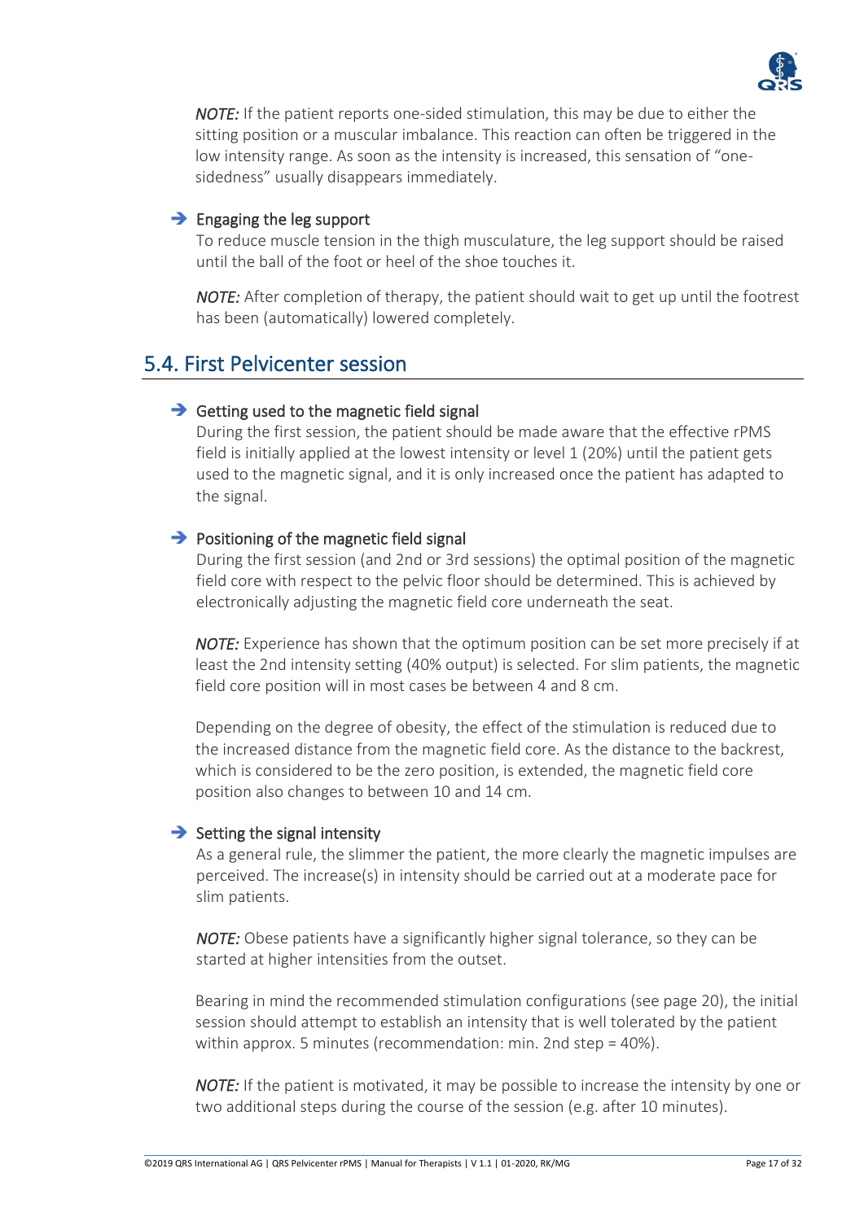*NOTE:* If the patient reports one-sided stimulation, this may be due to either the sitting position or a muscular imbalance. This reaction can often be triggered in the low intensity range. As soon as the intensity is increased, this sensation of "one-sidedness" usually disappears immediately.

➔ Engaging the leg support

To reduce muscle tension in the thigh musculature, the leg support should be raised until the ball of the foot or heel of the shoe touches it.

*NOTE:* After completion of therapy, the patient should wait to get up until the footrest has been (automatically) lowered completely.

## 5.4. First Pelvicenter session

➔ Getting used to the magnetic field signal

During the first session, the patient should be made aware that the effective rPMS field is initially applied at the lowest intensity or level 1 (20%) until the patient gets used to the magnetic signal, and it is only increased once the patient has adapted to the signal.

➔ Positioning of the magnetic field signal

During the first session (and 2nd or 3rd sessions) the optimal position of the magnetic field core with respect to the pelvic floor should be determined. This is achieved by electronically adjusting the magnetic field core underneath the seat.

*NOTE:* Experience has shown that the optimum position can be set more precisely if at least the 2nd intensity setting (40% output) is selected. For slim patients, the magnetic field core position will in most cases be between 4 and 8 cm.

Depending on the degree of obesity, the effect of the stimulation is reduced due to the increased distance from the magnetic field core. As the distance to the backrest, which is considered to be the zero position, is extended, the magnetic field core position also changes to between 10 and 14 cm.

➔ Setting the signal intensity

As a general rule, the slimmer the patient, the more clearly the magnetic impulses are perceived. The increase(s) in intensity should be carried out at a moderate pace for slim patients.

*NOTE:* Obese patients have a significantly higher signal tolerance, so they can be started at higher intensities from the outset.

Bearing in mind the recommended stimulation configurations (see page 20), the initial session should attempt to establish an intensity that is well tolerated by the patient within approx. 5 minutes (recommendation: min. 2nd step = 40%).

*NOTE:* If the patient is motivated, it may be possible to increase the intensity by one or two additional steps during the course of the session (e.g. after 10 minutes).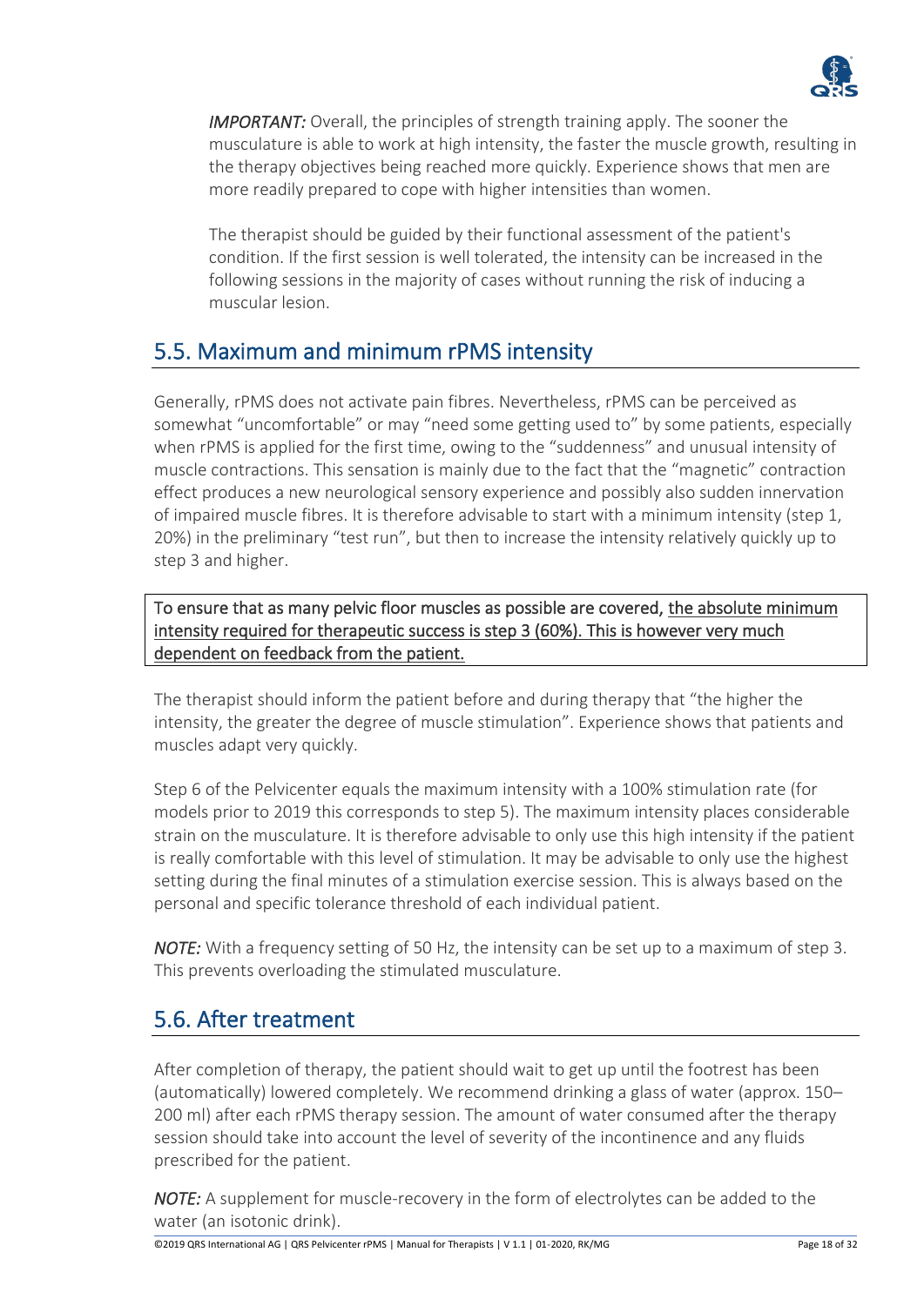*IMPORTANT:* Overall, the principles of strength training apply. The sooner the musculature is able to work at high intensity, the faster the muscle growth, resulting in the therapy objectives being reached more quickly. Experience shows that men are more readily prepared to cope with higher intensities than women.

The therapist should be guided by their functional assessment of the patient's condition. If the first session is well tolerated, the intensity can be increased in the following sessions in the majority of cases without running the risk of inducing a muscular lesion.

## 5.5. Maximum and minimum rPMS intensity

Generally, rPMS does not activate pain fibres. Nevertheless, rPMS can be perceived as somewhat "uncomfortable" or may "need some getting used to" by some patients, especially when rPMS is applied for the first time, owing to the "suddenness" and unusual intensity of muscle contractions. This sensation is mainly due to the fact that the "magnetic" contraction effect produces a new neurological sensory experience and possibly also sudden innervation of impaired muscle fibres. It is therefore advisable to start with a minimum intensity (step 1, 20%) in the preliminary "test run", but then to increase the intensity relatively quickly up to step 3 and higher.

To ensure that as many pelvic floor muscles as possible are covered, the absolute minimum intensity required for therapeutic success is step 3 (60%). This is however very much dependent on feedback from the patient.

The therapist should inform the patient before and during therapy that "the higher the intensity, the greater the degree of muscle stimulation". Experience shows that patients and muscles adapt very quickly.

Step 6 of the Pelvicenter equals the maximum intensity with a 100% stimulation rate (for models prior to 2019 this corresponds to step 5). The maximum intensity places considerable strain on the musculature. It is therefore advisable to only use this high intensity if the patient is really comfortable with this level of stimulation. It may be advisable to only use the highest setting during the final minutes of a stimulation exercise session. This is always based on the personal and specific tolerance threshold of each individual patient.

*NOTE:* With a frequency setting of 50 Hz, the intensity can be set up to a maximum of step 3. This prevents overloading the stimulated musculature.

## 5.6. After treatment

After completion of therapy, the patient should wait to get up until the footrest has been (automatically) lowered completely. We recommend drinking a glass of water (approx. 150–200 ml) after each rPMS therapy session. The amount of water consumed after the therapy session should take into account the level of severity of the incontinence and any fluids prescribed for the patient.

*NOTE:* A supplement for muscle-recovery in the form of electrolytes can be added to the water (an isotonic drink).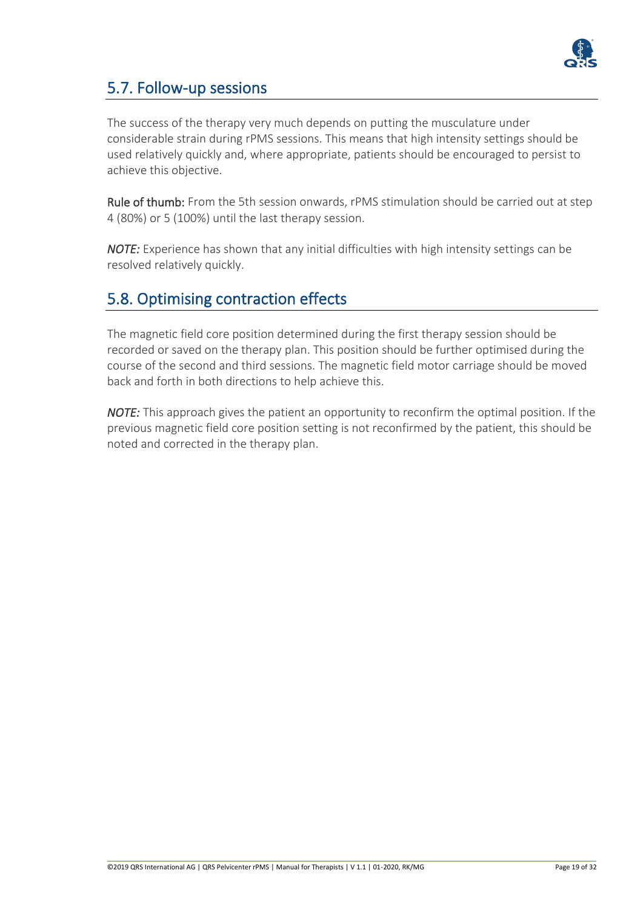## 5.7. Follow-up sessions

The success of the therapy very much depends on putting the musculature under considerable strain during rPMS sessions. This means that high intensity settings should be used relatively quickly and, where appropriate, patients should be encouraged to persist to achieve this objective.

**Rule of thumb:** From the 5th session onwards, rPMS stimulation should be carried out at step 4 (80%) or 5 (100%) until the last therapy session.

***NOTE:*** Experience has shown that any initial difficulties with high intensity settings can be resolved relatively quickly.

## 5.8. Optimising contraction effects

The magnetic field core position determined during the first therapy session should be recorded or saved on the therapy plan. This position should be further optimised during the course of the second and third sessions. The magnetic field motor carriage should be moved back and forth in both directions to help achieve this.

***NOTE:*** This approach gives the patient an opportunity to reconfirm the optimal position. If the previous magnetic field core position setting is not reconfirmed by the patient, this should be noted and corrected in the therapy plan.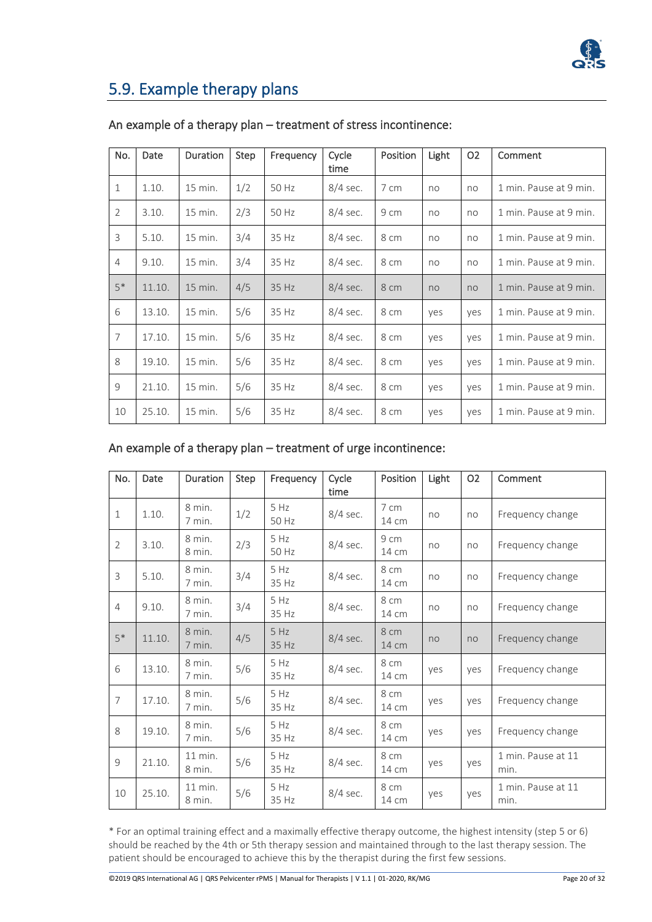## 5.9. Example therapy plans

### An example of a therapy plan – treatment of stress incontinence:

| No. | Date | Duration | Step | Frequency | Cycle time | Position | Light | O2 | Comment |
|---|---|---|---|---|---|---|---|---|---|
| 1 | 1.10. | 15 min. | 1/2 | 50 Hz | 8/4 sec. | 7 cm | no | no | 1 min. Pause at 9 min. |
| 2 | 3.10. | 15 min. | 2/3 | 50 Hz | 8/4 sec. | 9 cm | no | no | 1 min. Pause at 9 min. |
| 3 | 5.10. | 15 min. | 3/4 | 35 Hz | 8/4 sec. | 8 cm | no | no | 1 min. Pause at 9 min. |
| 4 | 9.10. | 15 min. | 3/4 | 35 Hz | 8/4 sec. | 8 cm | no | no | 1 min. Pause at 9 min. |
| 5* | 11.10. | 15 min. | 4/5 | 35 Hz | 8/4 sec. | 8 cm | no | no | 1 min. Pause at 9 min. |
| 6 | 13.10. | 15 min. | 5/6 | 35 Hz | 8/4 sec. | 8 cm | yes | yes | 1 min. Pause at 9 min. |
| 7 | 17.10. | 15 min. | 5/6 | 35 Hz | 8/4 sec. | 8 cm | yes | yes | 1 min. Pause at 9 min. |
| 8 | 19.10. | 15 min. | 5/6 | 35 Hz | 8/4 sec. | 8 cm | yes | yes | 1 min. Pause at 9 min. |
| 9 | 21.10. | 15 min. | 5/6 | 35 Hz | 8/4 sec. | 8 cm | yes | yes | 1 min. Pause at 9 min. |
| 10 | 25.10. | 15 min. | 5/6 | 35 Hz | 8/4 sec. | 8 cm | yes | yes | 1 min. Pause at 9 min. |

### An example of a therapy plan – treatment of urge incontinence:

| No. | Date | Duration | Step | Frequency | Cycle time | Position | Light | O2 | Comment |
|---|---|---|---|---|---|---|---|---|---|
| 1 | 1.10. | 8 min.<br>7 min. | 1/2 | 5 Hz<br>50 Hz | 8/4 sec. | 7 cm<br>14 cm | no | no | Frequency change |
| 2 | 3.10. | 8 min.<br>8 min. | 2/3 | 5 Hz<br>50 Hz | 8/4 sec. | 9 cm<br>14 cm | no | no | Frequency change |
| 3 | 5.10. | 8 min.<br>7 min. | 3/4 | 5 Hz<br>35 Hz | 8/4 sec. | 8 cm<br>14 cm | no | no | Frequency change |
| 4 | 9.10. | 8 min.<br>7 min. | 3/4 | 5 Hz<br>35 Hz | 8/4 sec. | 8 cm<br>14 cm | no | no | Frequency change |
| 5* | 11.10. | 8 min.<br>7 min. | 4/5 | 5 Hz<br>35 Hz | 8/4 sec. | 8 cm<br>14 cm | no | no | Frequency change |
| 6 | 13.10. | 8 min.<br>7 min. | 5/6 | 5 Hz<br>35 Hz | 8/4 sec. | 8 cm<br>14 cm | yes | yes | Frequency change |
| 7 | 17.10. | 8 min.<br>7 min. | 5/6 | 5 Hz<br>35 Hz | 8/4 sec. | 8 cm<br>14 cm | yes | yes | Frequency change |
| 8 | 19.10. | 8 min.<br>7 min. | 5/6 | 5 Hz<br>35 Hz | 8/4 sec. | 8 cm<br>14 cm | yes | yes | Frequency change |
| 9 | 21.10. | 11 min.<br>8 min. | 5/6 | 5 Hz<br>35 Hz | 8/4 sec. | 8 cm<br>14 cm | yes | yes | 1 min. Pause at 11 min. |
| 10 | 25.10. | 11 min.<br>8 min. | 5/6 | 5 Hz<br>35 Hz | 8/4 sec. | 8 cm<br>14 cm | yes | yes | 1 min. Pause at 11 min. |

* For an optimal training effect and a maximally effective therapy outcome, the highest intensity (step 5 or 6) should be reached by the 4th or 5th therapy session and maintained through to the last therapy session. The patient should be encouraged to achieve this by the therapist during the first few sessions.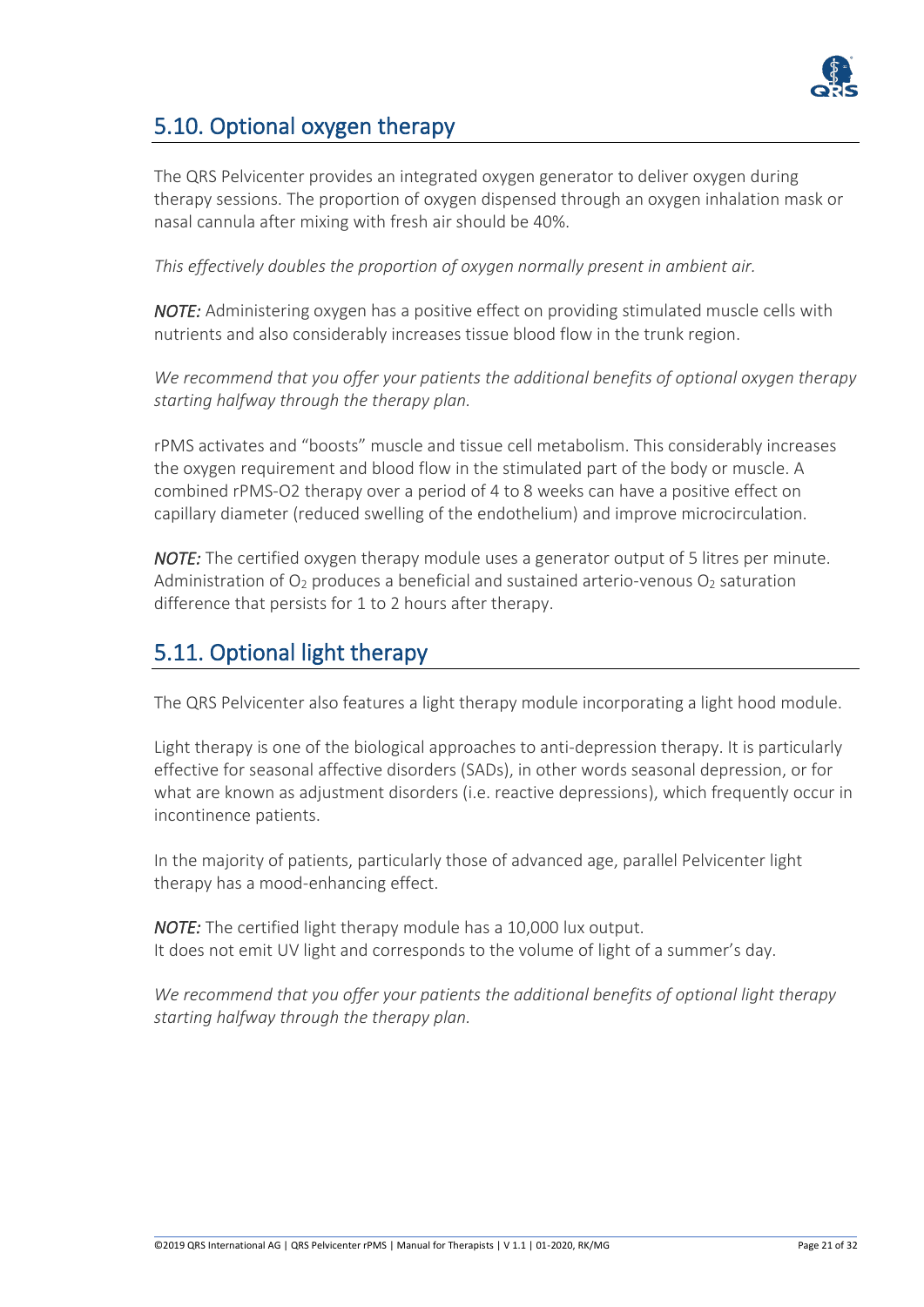## 5.10. Optional oxygen therapy

The QRS Pelvicenter provides an integrated oxygen generator to deliver oxygen during therapy sessions. The proportion of oxygen dispensed through an oxygen inhalation mask or nasal cannula after mixing with fresh air should be 40%.

*This effectively doubles the proportion of oxygen normally present in ambient air.*

***NOTE:*** Administering oxygen has a positive effect on providing stimulated muscle cells with nutrients and also considerably increases tissue blood flow in the trunk region.

*We recommend that you offer your patients the additional benefits of optional oxygen therapy starting halfway through the therapy plan.*

rPMS activates and "boosts" muscle and tissue cell metabolism. This considerably increases the oxygen requirement and blood flow in the stimulated part of the body or muscle. A combined rPMS-O2 therapy over a period of 4 to 8 weeks can have a positive effect on capillary diameter (reduced swelling of the endothelium) and improve microcirculation.

***NOTE:*** The certified oxygen therapy module uses a generator output of 5 litres per minute. Administration of $O_2$ produces a beneficial and sustained arterio-venous $O_2$ saturation difference that persists for 1 to 2 hours after therapy.

## 5.11. Optional light therapy

The QRS Pelvicenter also features a light therapy module incorporating a light hood module.

Light therapy is one of the biological approaches to anti-depression therapy. It is particularly effective for seasonal affective disorders (SADs), in other words seasonal depression, or for what are known as adjustment disorders (i.e. reactive depressions), which frequently occur in incontinence patients.

In the majority of patients, particularly those of advanced age, parallel Pelvicenter light therapy has a mood-enhancing effect.

***NOTE:*** The certified light therapy module has a 10,000 lux output.
It does not emit UV light and corresponds to the volume of light of a summer's day.

*We recommend that you offer your patients the additional benefits of optional light therapy starting halfway through the therapy plan.*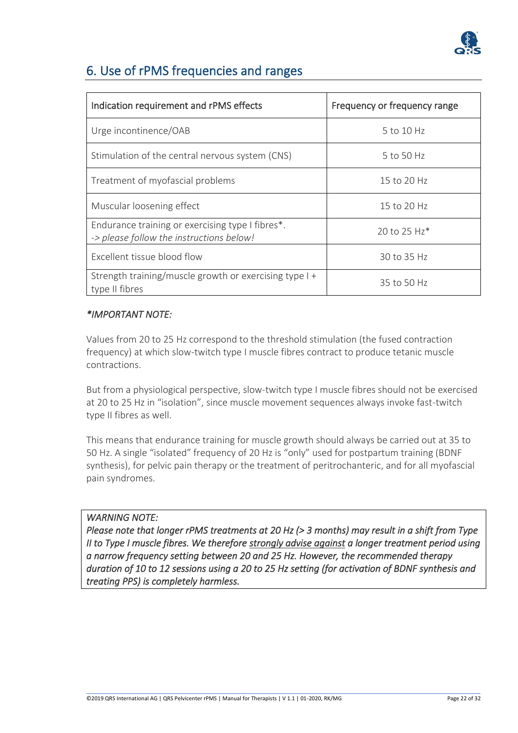## 6. Use of rPMS frequencies and ranges

| Indication requirement and rPMS effects | Frequency or frequency range |
|---|---|
| Urge incontinence/OAB | 5 to 10 Hz |
| Stimulation of the central nervous system (CNS) | 5 to 50 Hz |
| Treatment of myofascial problems | 15 to 20 Hz |
| Muscular loosening effect | 15 to 20 Hz |
| Endurance training or exercising type I fibres*. -> *please follow the instructions below!* | 20 to 25 Hz* |
| Excellent tissue blood flow | 30 to 35 Hz |
| Strength training/muscle growth or exercising type I + type II fibres | 35 to 50 Hz |

***IMPORTANT NOTE:***

Values from 20 to 25 Hz correspond to the threshold stimulation (the fused contraction frequency) at which slow-twitch type I muscle fibres contract to produce tetanic muscle contractions.

But from a physiological perspective, slow-twitch type I muscle fibres should not be exercised at 20 to 25 Hz in "isolation", since muscle movement sequences always invoke fast-twitch type II fibres as well.

This means that endurance training for muscle growth should always be carried out at 35 to 50 Hz. A single "isolated" frequency of 20 Hz is "only" used for postpartum training (BDNF synthesis), for pelvic pain therapy or the treatment of peritrochanteric, and for all myofascial pain syndromes.

*WARNING NOTE:*
***Please note that longer rPMS treatments at 20 Hz (> 3 months) may result in a shift from Type II to Type I muscle fibres. We therefore <u>strongly advise against</u> a longer treatment period using a narrow frequency setting between 20 and 25 Hz. However, the recommended therapy duration of 10 to 12 sessions using a 20 to 25 Hz setting (for activation of BDNF synthesis and treating PPS) is completely harmless.***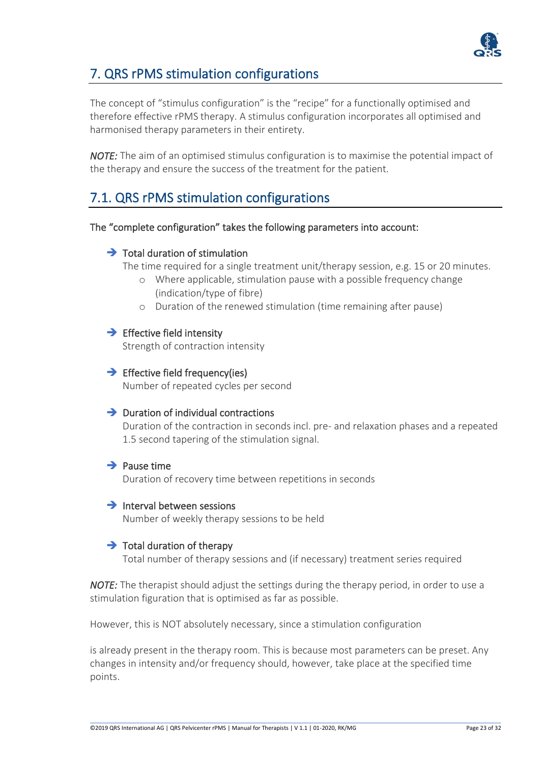## 7. QRS rPMS stimulation configurations

The concept of "stimulus configuration" is the "recipe" for a functionally optimised and therefore effective rPMS therapy. A stimulus configuration incorporates all optimised and harmonised therapy parameters in their entirety.

*NOTE:* The aim of an optimised stimulus configuration is to maximise the potential impact of the therapy and ensure the success of the treatment for the patient.

## 7.1. QRS rPMS stimulation configurations

The "complete configuration" takes the following parameters into account:

- ➔ Total duration of stimulation
  The time required for a single treatment unit/therapy session, e.g. 15 or 20 minutes.
  - Where applicable, stimulation pause with a possible frequency change (indication/type of fibre)
  - Duration of the renewed stimulation (time remaining after pause)

- ➔ Effective field intensity
  Strength of contraction intensity

- ➔ Effective field frequency(ies)
  Number of repeated cycles per second

- ➔ Duration of individual contractions
  Duration of the contraction in seconds incl. pre- and relaxation phases and a repeated 1.5 second tapering of the stimulation signal.

- ➔ Pause time
  Duration of recovery time between repetitions in seconds

- ➔ Interval between sessions
  Number of weekly therapy sessions to be held

- ➔ Total duration of therapy
  Total number of therapy sessions and (if necessary) treatment series required

*NOTE:* The therapist should adjust the settings during the therapy period, in order to use a stimulation figuration that is optimised as far as possible.

However, this is NOT absolutely necessary, since a stimulation configuration

is already present in the therapy room. This is because most parameters can be preset. Any changes in intensity and/or frequency should, however, take place at the specified time points.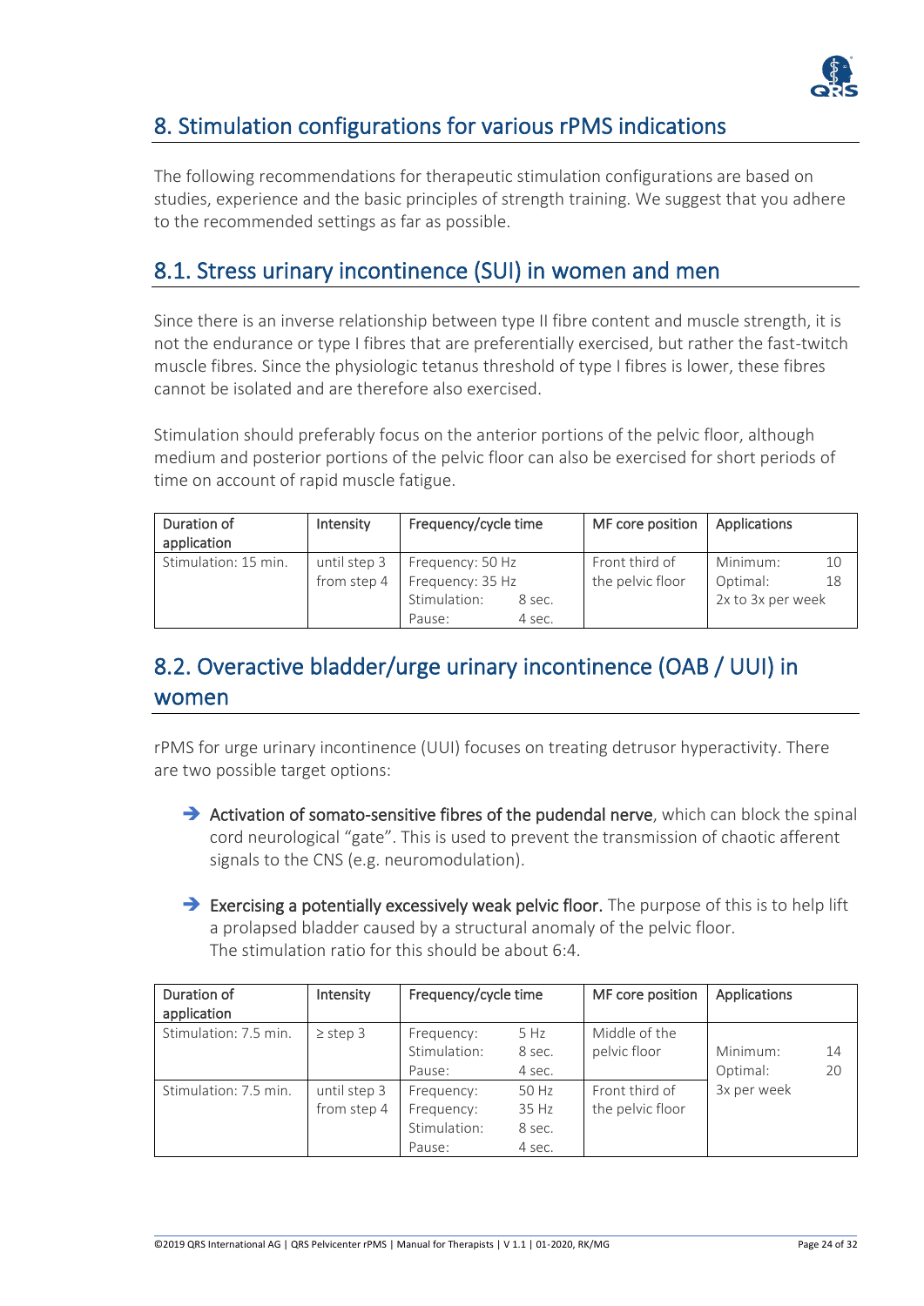## 8. Stimulation configurations for various rPMS indications

The following recommendations for therapeutic stimulation configurations are based on studies, experience and the basic principles of strength training. We suggest that you adhere to the recommended settings as far as possible.

## 8.1. Stress urinary incontinence (SUI) in women and men

Since there is an inverse relationship between type II fibre content and muscle strength, it is not the endurance or type I fibres that are preferentially exercised, but rather the fast-twitch muscle fibres. Since the physiologic tetanus threshold of type I fibres is lower, these fibres cannot be isolated and are therefore also exercised.

Stimulation should preferably focus on the anterior portions of the pelvic floor, although medium and posterior portions of the pelvic floor can also be exercised for short periods of time on account of rapid muscle fatigue.

| Duration of application | Intensity | Frequency/cycle time | MF core position | Applications |
|---|---|---|---|---|
| Stimulation: 15 min. | until step 3<br>from step 4 | Frequency: 50 Hz<br>Frequency: 35 Hz<br>Stimulation: 8 sec.<br>Pause: 4 sec. | Front third of the pelvic floor | Minimum: 10<br>Optimal: 18<br>2x to 3x per week |

## 8.2. Overactive bladder/urge urinary incontinence (OAB / UUI) in women

rPMS for urge urinary incontinence (UUI) focuses on treating detrusor hyperactivity. There are two possible target options:

- ➔ **Activation of somato-sensitive fibres of the pudendal nerve**, which can block the spinal cord neurological “gate”. This is used to prevent the transmission of chaotic afferent signals to the CNS (e.g. neuromodulation).
- ➔ **Exercising a potentially excessively weak pelvic floor.** The purpose of this is to help lift a prolapsed bladder caused by a structural anomaly of the pelvic floor.
  The stimulation ratio for this should be about 6:4.

| Duration of application | Intensity | Frequency/cycle time | MF core position | Applications |
|---|---|---|---|---|
| Stimulation: 7.5 min. | ≥ step 3 | Frequency: 5 Hz<br>Stimulation: 8 sec.<br>Pause: 4 sec. | Middle of the pelvic floor | Minimum: 14<br>Optimal: 20<br>3x per week |
| Stimulation: 7.5 min. | until step 3<br>from step 4 | Frequency: 50 Hz<br>Frequency: 35 Hz<br>Stimulation: 8 sec.<br>Pause: 4 sec. | Front third of the pelvic floor | |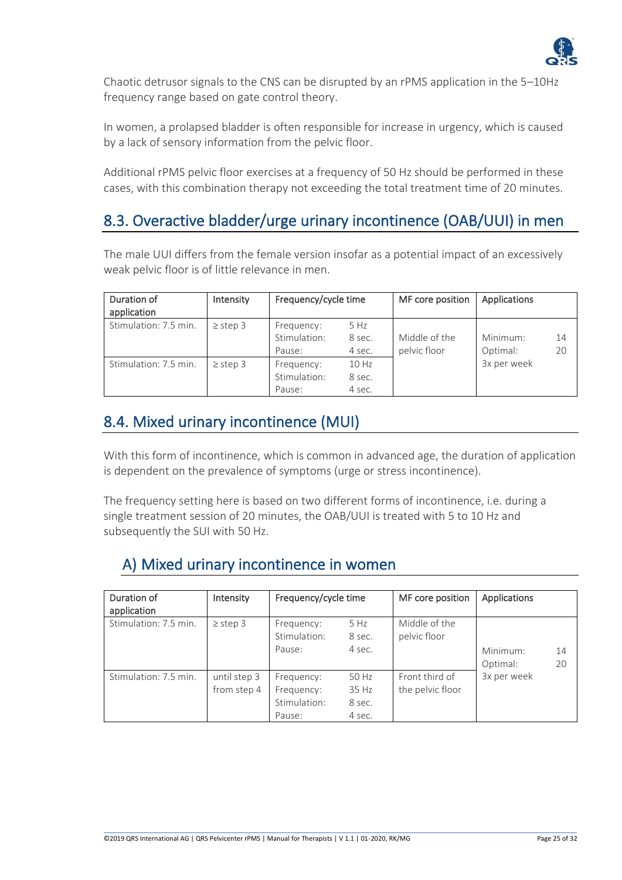Chaotic detrusor signals to the CNS can be disrupted by an rPMS application in the 5–10Hz frequency range based on gate control theory.

In women, a prolapsed bladder is often responsible for increase in urgency, which is caused by a lack of sensory information from the pelvic floor.

Additional rPMS pelvic floor exercises at a frequency of 50 Hz should be performed in these cases, with this combination therapy not exceeding the total treatment time of 20 minutes.

## 8.3. Overactive bladder/urge urinary incontinence (OAB/UUI) in men

The male UUI differs from the female version insofar as a potential impact of an excessively weak pelvic floor is of little relevance in men.

| Duration of application | Intensity | Frequency/cycle time | | MF core position | Applications | |
|---|---|---|---|---|---|---|
| Stimulation: 7.5 min. | ≥ step 3 | Frequency:<br>Stimulation:<br>Pause: | 5 Hz<br>8 sec.<br>4 sec. | Middle of the pelvic floor | Minimum:<br>Optimal:<br>3x per week | 14<br>20 |
| Stimulation: 7.5 min. | ≥ step 3 | Frequency:<br>Stimulation:<br>Pause: | 10 Hz<br>8 sec.<br>4 sec. | | | |

## 8.4. Mixed urinary incontinence (MUI)

With this form of incontinence, which is common in advanced age, the duration of application is dependent on the prevalence of symptoms (urge or stress incontinence).

The frequency setting here is based on two different forms of incontinence, i.e. during a single treatment session of 20 minutes, the OAB/UUI is treated with 5 to 10 Hz and subsequently the SUI with 50 Hz.

## A) Mixed urinary incontinence in women

| Duration of application | Intensity | Frequency/cycle time | | MF core position | Applications | |
|---|---|---|---|---|---|---|
| Stimulation: 7.5 min. | ≥ step 3 | Frequency:<br>Stimulation:<br>Pause: | 5 Hz<br>8 sec.<br>4 sec. | Middle of the pelvic floor | Minimum:<br>Optimal:<br>3x per week | 14<br>20 |
| Stimulation: 7.5 min. | until step 3<br>from step 4 | Frequency:<br>Frequency:<br>Stimulation:<br>Pause: | 50 Hz<br>35 Hz<br>8 sec.<br>4 sec. | Front third of the pelvic floor | | |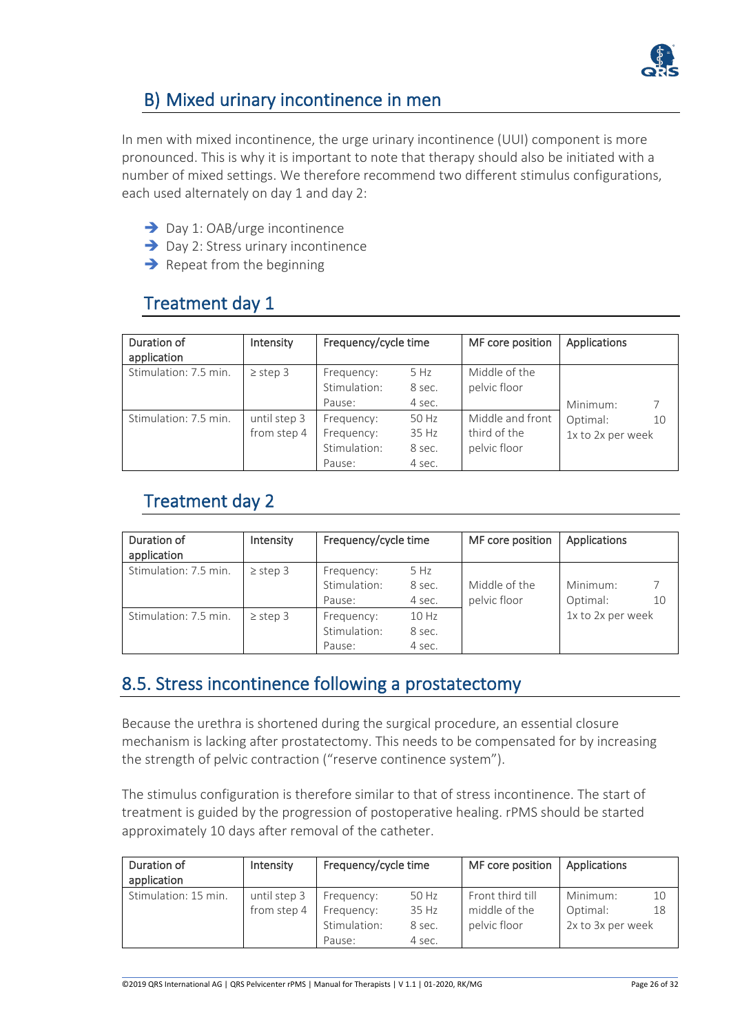## B) Mixed urinary incontinence in men

In men with mixed incontinence, the urge urinary incontinence (UUI) component is more pronounced. This is why it is important to note that therapy should also be initiated with a number of mixed settings. We therefore recommend two different stimulus configurations, each used alternately on day 1 and day 2:

- ➔ Day 1: OAB/urge incontinence
- ➔ Day 2: Stress urinary incontinence
- ➔ Repeat from the beginning

## Treatment day 1

| Duration of application | Intensity | Frequency/cycle time | | MF core position | Applications |
|---|---|---|---|---|---|
| Stimulation: 7.5 min. | ≥ step 3 | Frequency:<br>Stimulation:<br>Pause: | 5 Hz<br>8 sec.<br>4 sec. | Middle of the pelvic floor | Minimum: 7<br>Optimal: 10<br>1x to 2x per week |
| Stimulation: 7.5 min. | until step 3<br>from step 4 | Frequency:<br>Frequency:<br>Stimulation:<br>Pause: | 50 Hz<br>35 Hz<br>8 sec.<br>4 sec. | Middle and front third of the pelvic floor | |

## Treatment day 2

| Duration of application | Intensity | Frequency/cycle time | | MF core position | Applications |
|---|---|---|---|---|---|
| Stimulation: 7.5 min. | ≥ step 3 | Frequency:<br>Stimulation:<br>Pause: | 5 Hz<br>8 sec.<br>4 sec. | Middle of the pelvic floor | Minimum: 7<br>Optimal: 10<br>1x to 2x per week |
| Stimulation: 7.5 min. | ≥ step 3 | Frequency:<br>Stimulation:<br>Pause: | 10 Hz<br>8 sec.<br>4 sec. | | |

## 8.5. Stress incontinence following a prostatectomy

Because the urethra is shortened during the surgical procedure, an essential closure mechanism is lacking after prostatectomy. This needs to be compensated for by increasing the strength of pelvic contraction ("reserve continence system").

The stimulus configuration is therefore similar to that of stress incontinence. The start of treatment is guided by the progression of postoperative healing. rPMS should be started approximately 10 days after removal of the catheter.

| Duration of application | Intensity | Frequency/cycle time | | MF core position | Applications |
|---|---|---|---|---|---|
| Stimulation: 15 min. | until step 3<br>from step 4 | Frequency:<br>Frequency:<br>Stimulation:<br>Pause: | 50 Hz<br>35 Hz<br>8 sec.<br>4 sec. | Front third till middle of the pelvic floor | Minimum: 10<br>Optimal: 18<br>2x to 3x per week |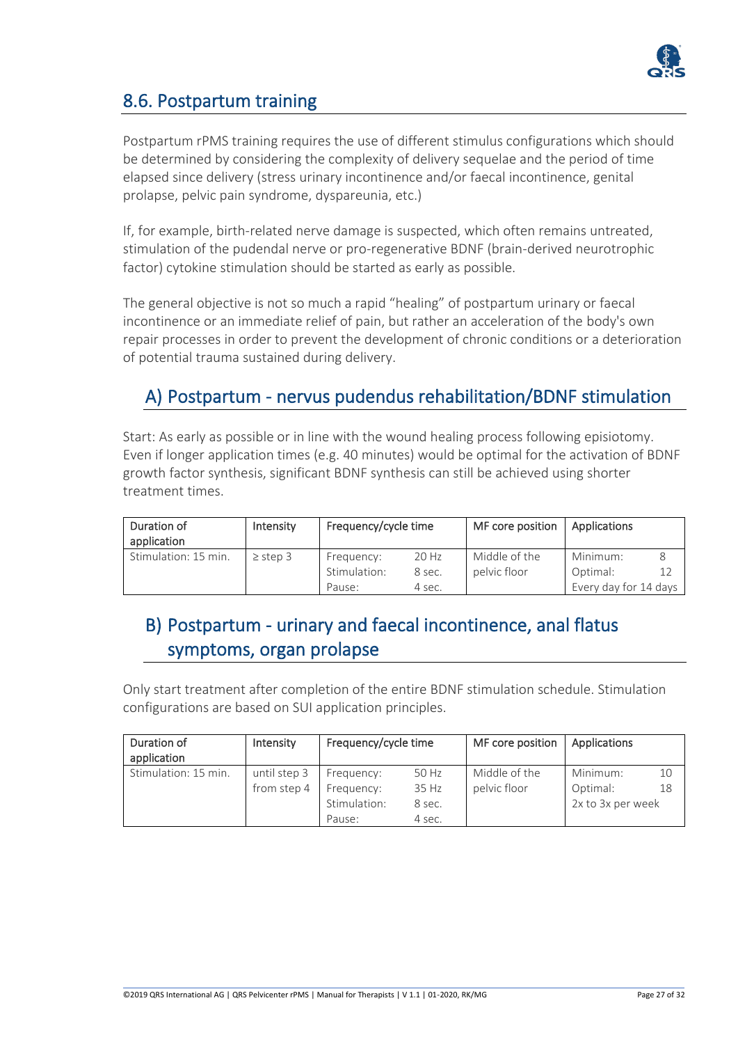## 8.6. Postpartum training

Postpartum rPMS training requires the use of different stimulus configurations which should be determined by considering the complexity of delivery sequelae and the period of time elapsed since delivery (stress urinary incontinence and/or faecal incontinence, genital prolapse, pelvic pain syndrome, dyspareunia, etc.)

If, for example, birth-related nerve damage is suspected, which often remains untreated, stimulation of the pudendal nerve or pro-regenerative BDNF (brain-derived neurotrophic factor) cytokine stimulation should be started as early as possible.

The general objective is not so much a rapid "healing" of postpartum urinary or faecal incontinence or an immediate relief of pain, but rather an acceleration of the body's own repair processes in order to prevent the development of chronic conditions or a deterioration of potential trauma sustained during delivery.

### A) Postpartum - nervus pudendus rehabilitation/BDNF stimulation

Start: As early as possible or in line with the wound healing process following episiotomy. Even if longer application times (e.g. 40 minutes) would be optimal for the activation of BDNF growth factor synthesis, significant BDNF synthesis can still be achieved using shorter treatment times.

| Duration of application | Intensity | Frequency/cycle time | | MF core position | Applications | |
|---|---|---|---|---|---|---|
| Stimulation: 15 min. | ≥ step 3 | Frequency: | 20 Hz | Middle of the pelvic floor | Minimum: | 8 |
| | | Stimulation: | 8 sec. | | Optimal: | 12 |
| | | Pause: | 4 sec. | | Every day for 14 days | |

### B) Postpartum - urinary and faecal incontinence, anal flatus symptoms, organ prolapse

Only start treatment after completion of the entire BDNF stimulation schedule. Stimulation configurations are based on SUI application principles.

| Duration of application | Intensity | Frequency/cycle time | | MF core position | Applications | |
|---|---|---|---|---|---|---|
| Stimulation: 15 min. | until step 3 | Frequency: | 50 Hz | Middle of the pelvic floor | Minimum: | 10 |
| | from step 4 | Frequency: | 35 Hz | | Optimal: | 18 |
| | | Stimulation: | 8 sec. | | 2x to 3x per week | |
| | | Pause: | 4 sec. | | | |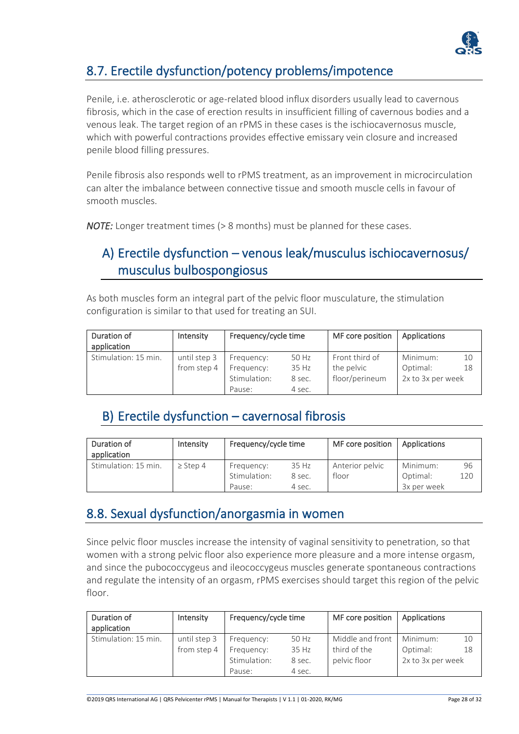## 8.7. Erectile dysfunction/potency problems/impotence

Penile, i.e. atherosclerotic or age-related blood influx disorders usually lead to cavernous fibrosis, which in the case of erection results in insufficient filling of cavernous bodies and a venous leak. The target region of an rPMS in these cases is the ischiocavernosus muscle, which with powerful contractions provides effective emissary vein closure and increased penile blood filling pressures.

Penile fibrosis also responds well to rPMS treatment, as an improvement in microcirculation can alter the imbalance between connective tissue and smooth muscle cells in favour of smooth muscles.

***NOTE:*** Longer treatment times (> 8 months) must be planned for these cases.

### A) Erectile dysfunction – venous leak/musculus ischiocavernosus/ musculus bulbospongiosus

As both muscles form an integral part of the pelvic floor musculature, the stimulation configuration is similar to that used for treating an SUI.

| Duration of application | Intensity | Frequency/cycle time | | MF core position | Applications | |
|---|---|---|---|---|---|---|
| Stimulation: 15 min. | until step 3<br>from step 4 | Frequency:<br>Frequency:<br>Stimulation:<br>Pause: | 50 Hz<br>35 Hz<br>8 sec.<br>4 sec. | Front third of the pelvic floor/perineum | Minimum:<br>Optimal:<br>2x to 3x per week | 10<br>18 |

### B) Erectile dysfunction – cavernosal fibrosis

| Duration of application | Intensity | Frequency/cycle time | | MF core position | Applications | |
|---|---|---|---|---|---|---|
| Stimulation: 15 min. | ≥ Step 4 | Frequency:<br>Stimulation:<br>Pause: | 35 Hz<br>8 sec.<br>4 sec. | Anterior pelvic floor | Minimum:<br>Optimal:<br>3x per week | 96<br>120 |

## 8.8. Sexual dysfunction/anorgasmia in women

Since pelvic floor muscles increase the intensity of vaginal sensitivity to penetration, so that women with a strong pelvic floor also experience more pleasure and a more intense orgasm, and since the pubococcygeus and ileococcygeus muscles generate spontaneous contractions and regulate the intensity of an orgasm, rPMS exercises should target this region of the pelvic floor.

| Duration of application | Intensity | Frequency/cycle time | | MF core position | Applications | |
|---|---|---|---|---|---|---|
| Stimulation: 15 min. | until step 3<br>from step 4 | Frequency:<br>Frequency:<br>Stimulation:<br>Pause: | 50 Hz<br>35 Hz<br>8 sec.<br>4 sec. | Middle and front third of the pelvic floor | Minimum:<br>Optimal:<br>2x to 3x per week | 10<br>18 |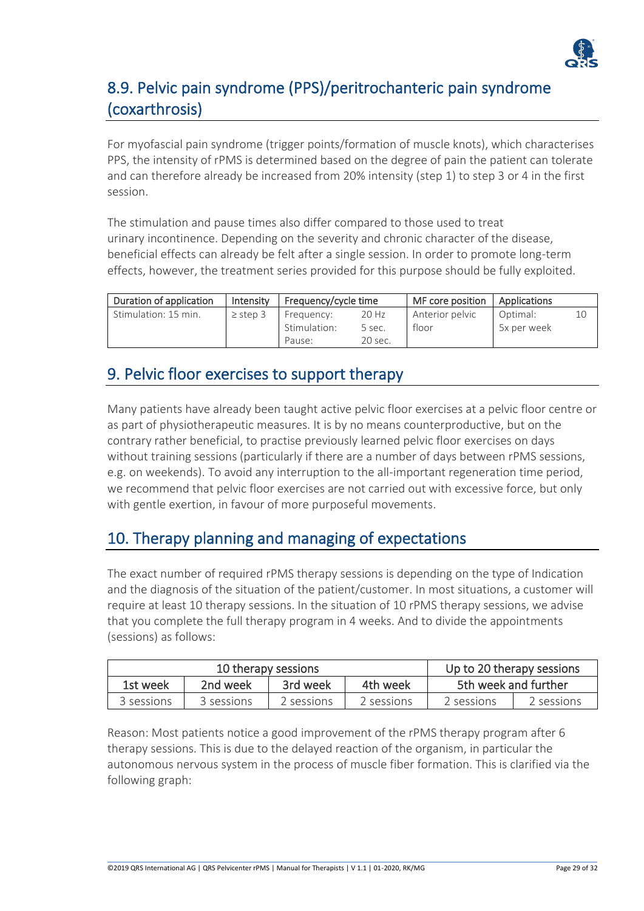## 8.9. Pelvic pain syndrome (PPS)/peritrochanteric pain syndrome (coxarthrosis)

For myofascial pain syndrome (trigger points/formation of muscle knots), which characterises PPS, the intensity of rPMS is determined based on the degree of pain the patient can tolerate and can therefore already be increased from 20% intensity (step 1) to step 3 or 4 in the first session.

The stimulation and pause times also differ compared to those used to treat urinary incontinence. Depending on the severity and chronic character of the disease, beneficial effects can already be felt after a single session. In order to promote long-term effects, however, the treatment series provided for this purpose should be fully exploited.

| Duration of application | Intensity | Frequency/cycle time | | MF core position | Applications | |
|---|---|---|---|---|---|---|
| Stimulation: 15 min. | ≥ step 3 | Frequency:<br>Stimulation:<br>Pause: | 20 Hz<br>5 sec.<br>20 sec. | Anterior pelvic floor | Optimal:<br>5x per week | 10 |

## 9. Pelvic floor exercises to support therapy

Many patients have already been taught active pelvic floor exercises at a pelvic floor centre or as part of physiotherapeutic measures. It is by no means counterproductive, but on the contrary rather beneficial, to practise previously learned pelvic floor exercises on days without training sessions (particularly if there are a number of days between rPMS sessions, e.g. on weekends). To avoid any interruption to the all-important regeneration time period, we recommend that pelvic floor exercises are not carried out with excessive force, but only with gentle exertion, in favour of more purposeful movements.

## 10. Therapy planning and managing of expectations

The exact number of required rPMS therapy sessions is depending on the type of Indication and the diagnosis of the situation of the patient/customer. In most situations, a customer will require at least 10 therapy sessions. In the situation of 10 rPMS therapy sessions, we advise that you complete the full therapy program in 4 weeks. And to divide the appointments (sessions) as follows:

| 10 therapy sessions | | | | Up to 20 therapy sessions | |
|---|---|---|---|---|---|
| 1st week | 2nd week | 3rd week | 4th week | 5th week and further | |
| 3 sessions | 3 sessions | 2 sessions | 2 sessions | 2 sessions | 2 sessions |

Reason: Most patients notice a good improvement of the rPMS therapy program after 6 therapy sessions. This is due to the delayed reaction of the organism, in particular the autonomous nervous system in the process of muscle fiber formation. This is clarified via the following graph: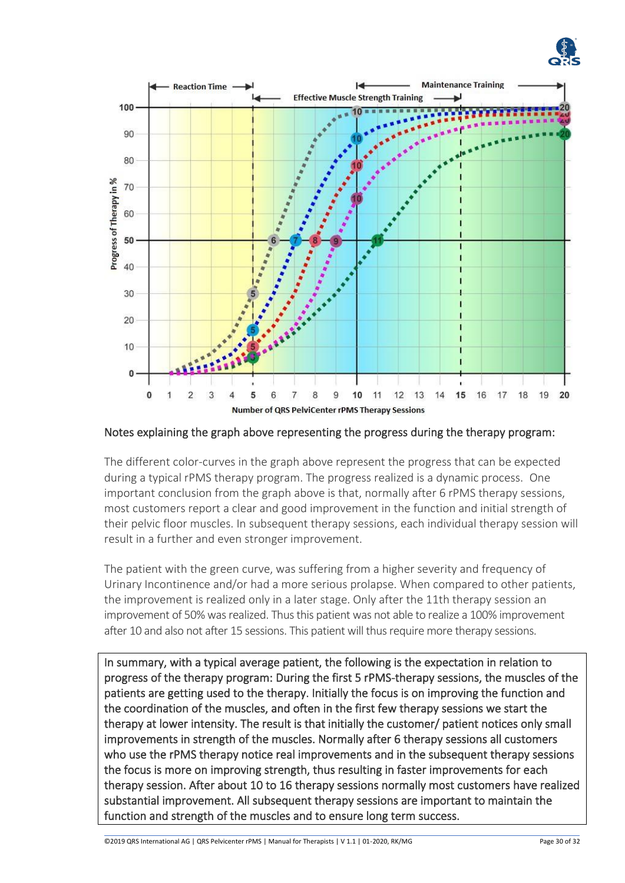Notes explaining the graph above representing the progress during the therapy program:

The different color-curves in the graph above represent the progress that can be expected during a typical rPMS therapy program. The progress realized is a dynamic process. One important conclusion from the graph above is that, normally after 6 rPMS therapy sessions, most customers report a clear and good improvement in the function and initial strength of their pelvic floor muscles. In subsequent therapy sessions, each individual therapy session will result in a further and even stronger improvement.

The patient with the green curve, was suffering from a higher severity and frequency of Urinary Incontinence and/or had a more serious prolapse. When compared to other patients, the improvement is realized only in a later stage. Only after the 11th therapy session an improvement of 50% was realized. Thus this patient was not able to realize a 100% improvement after 10 and also not after 15 sessions. This patient will thus require more therapy sessions.

In summary, with a typical average patient, the following is the expectation in relation to progress of the therapy program: During the first 5 rPMS-therapy sessions, the muscles of the patients are getting used to the therapy. Initially the focus is on improving the function and the coordination of the muscles, and often in the first few therapy sessions we start the therapy at lower intensity. The result is that initially the customer/ patient notices only small improvements in strength of the muscles. Normally after 6 therapy sessions all customers who use the rPMS therapy notice real improvements and in the subsequent therapy sessions the focus is more on improving strength, thus resulting in faster improvements for each therapy session. After about 10 to 16 therapy sessions normally most customers have realized substantial improvement. All subsequent therapy sessions are important to maintain the function and strength of the muscles and to ensure long term success.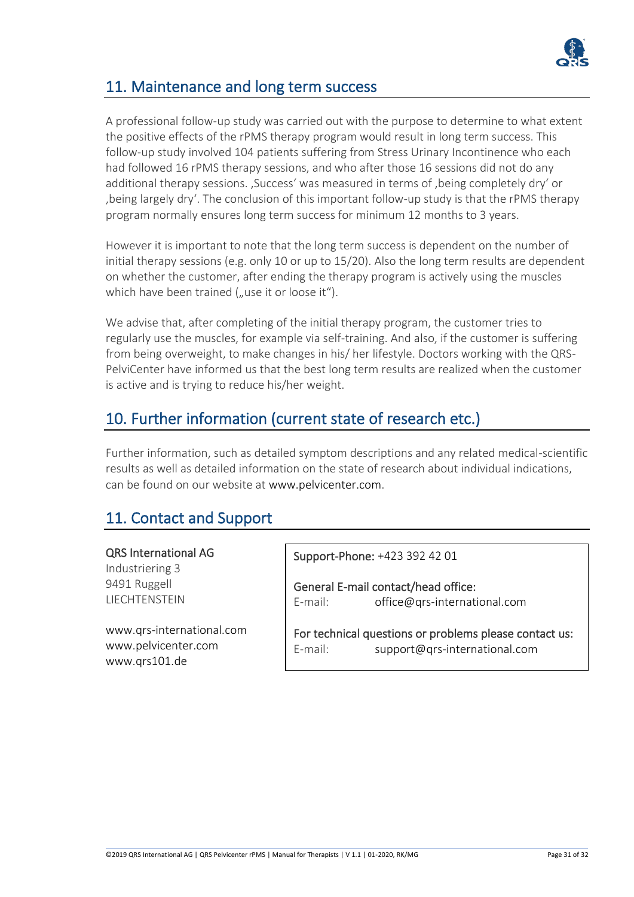## 11. Maintenance and long term success

A professional follow-up study was carried out with the purpose to determine to what extent the positive effects of the rPMS therapy program would result in long term success. This follow-up study involved 104 patients suffering from Stress Urinary Incontinence who each had followed 16 rPMS therapy sessions, and who after those 16 sessions did not do any additional therapy sessions. ‚Success' was measured in terms of ‚being completely dry' or ‚being largely dry'. The conclusion of this important follow-up study is that the rPMS therapy program normally ensures long term success for minimum 12 months to 3 years.

However it is important to note that the long term success is dependent on the number of initial therapy sessions (e.g. only 10 or up to 15/20). Also the long term results are dependent on whether the customer, after ending the therapy program is actively using the muscles which have been trained („use it or loose it").

We advise that, after completing of the initial therapy program, the customer tries to regularly use the muscles, for example via self-training. And also, if the customer is suffering from being overweight, to make changes in his/ her lifestyle. Doctors working with the QRS-PelviCenter have informed us that the best long term results are realized when the customer is active and is trying to reduce his/her weight.

## 10. Further information (current state of research etc.)

Further information, such as detailed symptom descriptions and any related medical-scientific results as well as detailed information on the state of research about individual indications, can be found on our website at www.pelvicenter.com.

## 11. Contact and Support

**QRS International AG**
Industriering 3
9491 Ruggell
LIECHTENSTEIN

www.qrs-international.com
www.pelvicenter.com
www.qrs101.de

**Support-Phone:** +423 392 42 01

**General E-mail contact/head office:**
E-mail: office@qrs-international.com

**For technical questions or problems please contact us:**
E-mail: support@qrs-international.com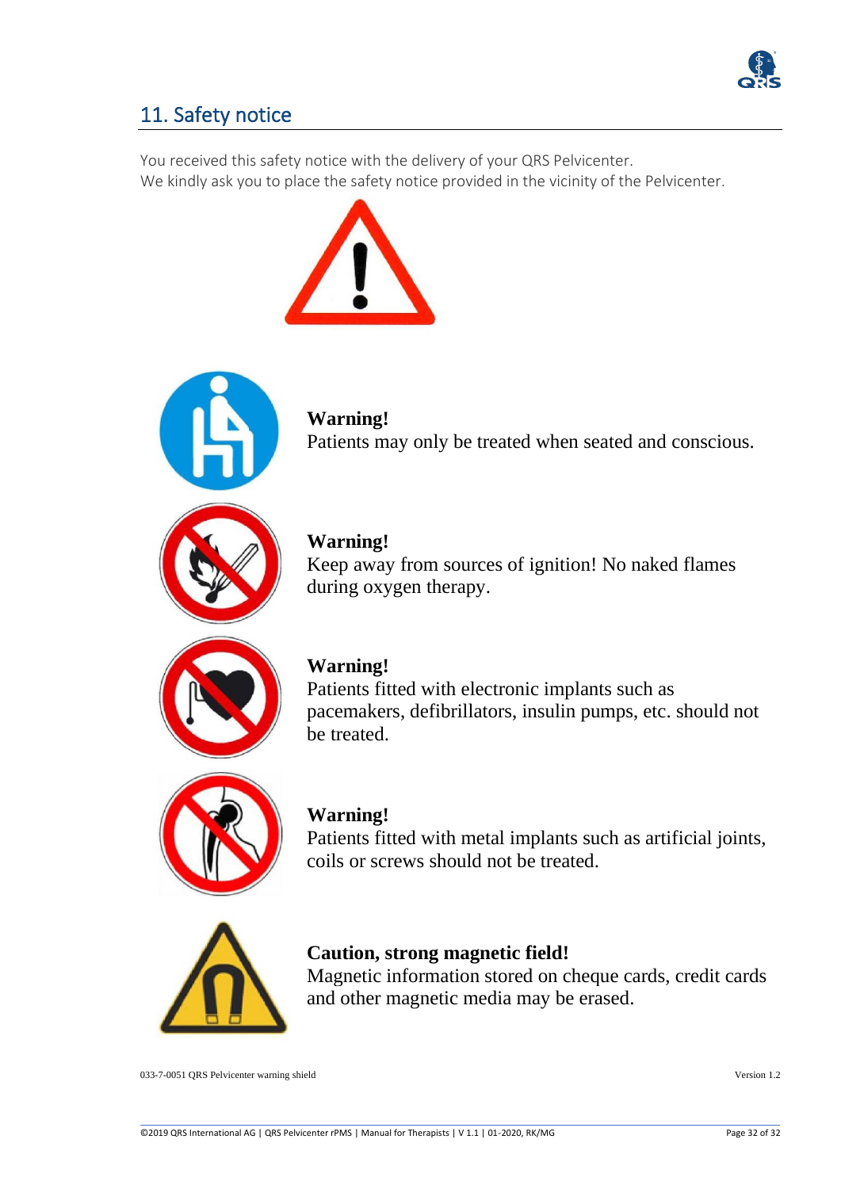## 11. Safety notice

You received this safety notice with the delivery of your QRS Pelvicenter.
We kindly ask you to place the safety notice provided in the vicinity of the Pelvicenter.

**Warning!**
Patients may only be treated when seated and conscious.

**Warning!**
Keep away from sources of ignition! No naked flames during oxygen therapy.

**Warning!**
Patients fitted with electronic implants such as pacemakers, defibrillators, insulin pumps, etc. should not be treated.

**Warning!**
Patients fitted with metal implants such as artificial joints, coils or screws should not be treated.

**Caution, strong magnetic field!**
Magnetic information stored on cheque cards, credit cards and other magnetic media may be erased.

033-7-0051 QRS Pelvicenter warning shield

Version 1.2